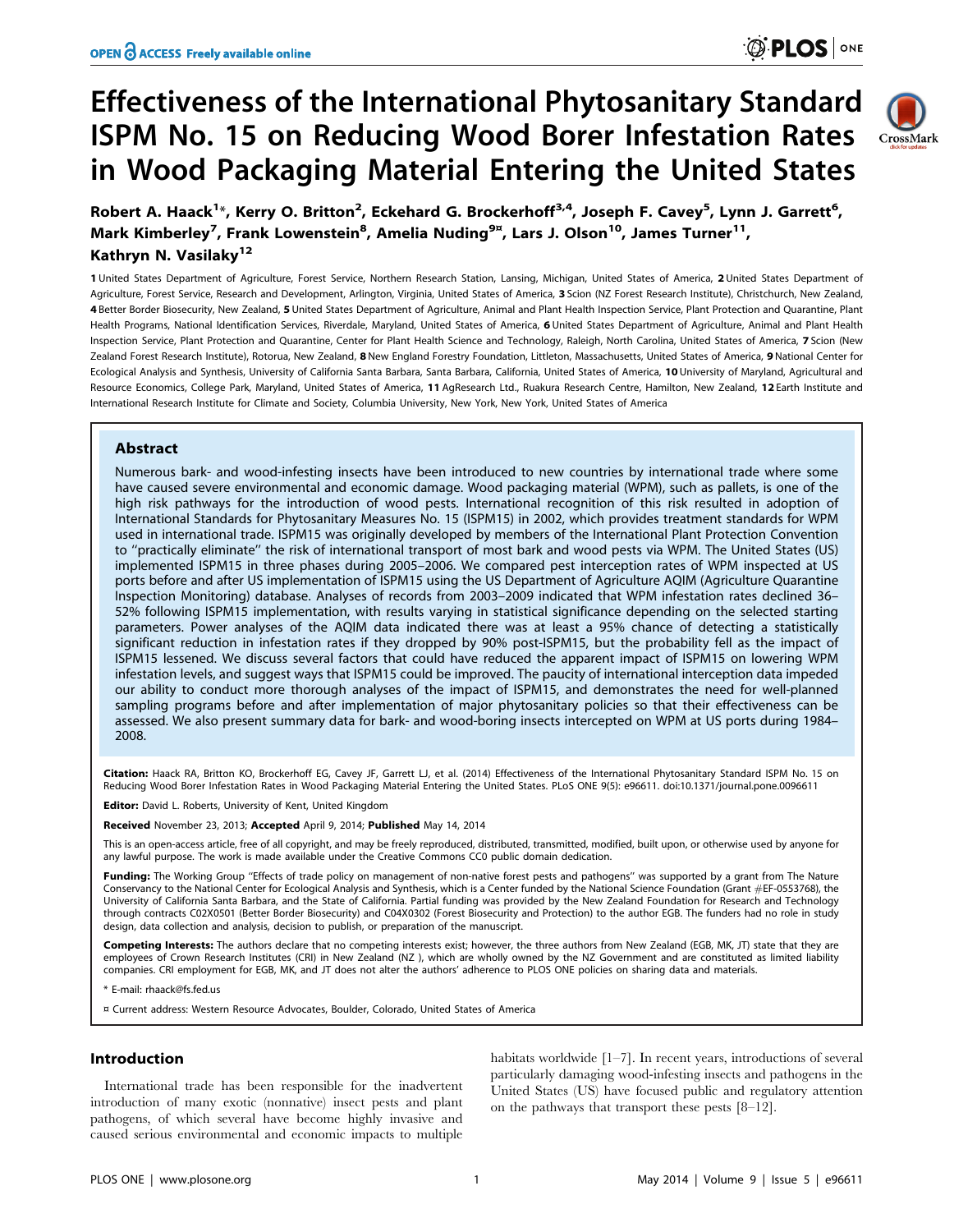# Effectiveness of the International Phytosanitary Standard ISPM No. 15 on Reducing Wood Borer Infestation Rates in Wood Packaging Material Entering the United States

**Robert A. Haack[1]*, Kerry O. Britton[2], Eckehard G. Brockerhoff[3,4], Joseph F. Cavey[5], Lynn J. Garrett[6], Mark Kimberley[7], Frank Lowenstein[8], Amelia Nuding[9¤], Lars J. Olson[10], James Turner[11], Kathryn N. Vasilaky[12]**

1 United States Department of Agriculture, Forest Service, Northern Research Station, Lansing, Michigan, United States of America, 2 United States Department of Agriculture, Forest Service, Research and Development, Arlington, Virginia, United States of America, 3 Scion (NZ Forest Research Institute), Christchurch, New Zealand, 4 Better Border Biosecurity, New Zealand, 5 United States Department of Agriculture, Animal and Plant Health Inspection Service, Plant Protection and Quarantine, Plant Health Programs, National Identification Services, Riverdale, Maryland, United States of America, 6 United States Department of Agriculture, Animal and Plant Health Inspection Service, Plant Protection and Quarantine, Center for Plant Health Science and Technology, Raleigh, North Carolina, United States of America, 7 Scion (New Zealand Forest Research Institute), Rotorua, New Zealand, 8 New England Forestry Foundation, Littleton, Massachusetts, United States of America, 9 National Center for Ecological Analysis and Synthesis, University of California Santa Barbara, Santa Barbara, California, United States of America, 10 University of Maryland, Agricultural and Resource Economics, College Park, Maryland, United States of America, 11 AgResearch Ltd., Ruakura Research Centre, Hamilton, New Zealand, 12 Earth Institute and International Research Institute for Climate and Society, Columbia University, New York, New York, United States of America

## Abstract

Numerous bark- and wood-infesting insects have been introduced to new countries by international trade where some have caused severe environmental and economic damage. Wood packaging material (WPM), such as pallets, is one of the high risk pathways for the introduction of wood pests. International recognition of this risk resulted in adoption of International Standards for Phytosanitary Measures No. 15 (ISPM15) in 2002, which provides treatment standards for WPM used in international trade. ISPM15 was originally developed by members of the International Plant Protection Convention to "practically eliminate" the risk of international transport of most bark and wood pests via WPM. The United States (US) implemented ISPM15 in three phases during 2005–2006. We compared pest interception rates of WPM inspected at US ports before and after US implementation of ISPM15 using the US Department of Agriculture AQIM (Agriculture Quarantine Inspection Monitoring) database. Analyses of records from 2003–2009 indicated that WPM infestation rates declined 36–52% following ISPM15 implementation, with results varying in statistical significance depending on the selected starting parameters. Power analyses of the AQIM data indicated there was at least a 95% chance of detecting a statistically significant reduction in infestation rates if they dropped by 90% post-ISPM15, but the probability fell as the impact of ISPM15 lessened. We discuss several factors that could have reduced the apparent impact of ISPM15 on lowering WPM infestation levels, and suggest ways that ISPM15 could be improved. The paucity of international interception data impeded our ability to conduct more thorough analyses of the impact of ISPM15, and demonstrates the need for well-planned sampling programs before and after implementation of major phytosanitary policies so that their effectiveness can be assessed. We also present summary data for bark- and wood-boring insects intercepted on WPM at US ports during 1984–2008.

**Citation:** Haack RA, Britton KO, Brockerhoff EG, Cavey JF, Garrett LJ, et al. (2014) Effectiveness of the International Phytosanitary Standard ISPM No. 15 on Reducing Wood Borer Infestation Rates in Wood Packaging Material Entering the United States. PLoS ONE 9(5): e96611. doi:10.1371/journal.pone.0096611

**Editor:** David L. Roberts, University of Kent, United Kingdom

**Received** November 23, 2013; **Accepted** April 9, 2014; **Published** May 14, 2014

This is an open-access article, free of all copyright, and may be freely reproduced, distributed, transmitted, modified, built upon, or otherwise used by anyone for any lawful purpose. The work is made available under the Creative Commons CC0 public domain dedication.

**Funding:** The Working Group "Effects of trade policy on management of non-native forest pests and pathogens" was supported by a grant from The Nature Conservancy to the National Center for Ecological Analysis and Synthesis, which is a Center funded by the National Science Foundation (Grant #EF-0553768), the University of California Santa Barbara, and the State of California. Partial funding was provided by the New Zealand Foundation for Research and Technology through contracts C02X0501 (Better Border Biosecurity) and C04X0302 (Forest Biosecurity and Protection) to the author EGB. The funders had no role in study design, data collection and analysis, decision to publish, or preparation of the manuscript.

**Competing Interests:** The authors declare that no competing interests exist; however, the three authors from New Zealand (EGB, MK, JT) state that they are employees of Crown Research Institutes (CRI) in New Zealand (NZ ), which are wholly owned by the NZ Government and are constituted as limited liability companies. CRI employment for EGB, MK, and JT does not alter the authors' adherence to PLOS ONE policies on sharing data and materials.

* E-mail: rhaack@fs.fed.us

¤ Current address: Western Resource Advocates, Boulder, Colorado, United States of America

## Introduction

International trade has been responsible for the inadvertent introduction of many exotic (nonnative) insect pests and plant pathogens, of which several have become highly invasive and caused serious environmental and economic impacts to multiple habitats worldwide [1–7]. In recent years, introductions of several particularly damaging wood-infesting insects and pathogens in the United States (US) have focused public and regulatory attention on the pathways that transport these pests [8–12].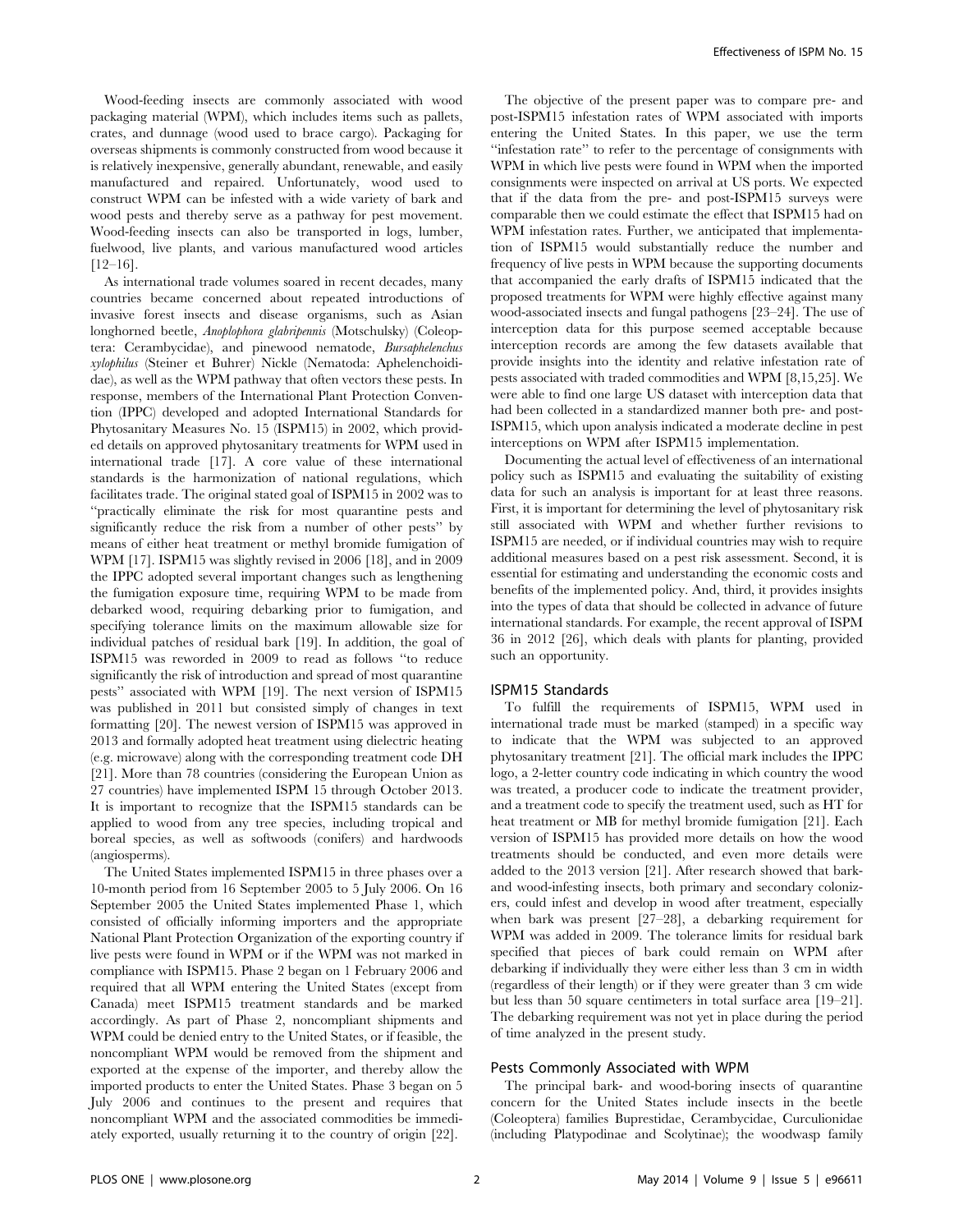Wood-feeding insects are commonly associated with wood packaging material (WPM), which includes items such as pallets, crates, and dunnage (wood used to brace cargo). Packaging for overseas shipments is commonly constructed from wood because it is relatively inexpensive, generally abundant, renewable, and easily manufactured and repaired. Unfortunately, wood used to construct WPM can be infested with a wide variety of bark and wood pests and thereby serve as a pathway for pest movement. Wood-feeding insects can also be transported in logs, lumber, fuelwood, live plants, and various manufactured wood articles [12–16].

As international trade volumes soared in recent decades, many countries became concerned about repeated introductions of invasive forest insects and disease organisms, such as Asian longhorned beetle, *Anoplophora glabripennis* (Motschulsky) (Coleoptera: Cerambycidae), and pinewood nematode, *Bursaphelenchus xylophilus* (Steiner et Buhrer) Nickle (Nematoda: Aphelenchoididae), as well as the WPM pathway that often vectors these pests. In response, members of the International Plant Protection Convention (IPPC) developed and adopted International Standards for Phytosanitary Measures No. 15 (ISPM15) in 2002, which provided details on approved phytosanitary treatments for WPM used in international trade [17]. A core value of these international standards is the harmonization of national regulations, which facilitates trade. The original stated goal of ISPM15 in 2002 was to "practically eliminate the risk for most quarantine pests and significantly reduce the risk from a number of other pests" by means of either heat treatment or methyl bromide fumigation of WPM [17]. ISPM15 was slightly revised in 2006 [18], and in 2009 the IPPC adopted several important changes such as lengthening the fumigation exposure time, requiring WPM to be made from debarked wood, requiring debarking prior to fumigation, and specifying tolerance limits on the maximum allowable size for individual patches of residual bark [19]. In addition, the goal of ISPM15 was reworded in 2009 to read as follows "to reduce significantly the risk of introduction and spread of most quarantine pests" associated with WPM [19]. The next version of ISPM15 was published in 2011 but consisted simply of changes in text formatting [20]. The newest version of ISPM15 was approved in 2013 and formally adopted heat treatment using dielectric heating (e.g. microwave) along with the corresponding treatment code DH [21]. More than 78 countries (considering the European Union as 27 countries) have implemented ISPM 15 through October 2013. It is important to recognize that the ISPM15 standards can be applied to wood from any tree species, including tropical and boreal species, as well as softwoods (conifers) and hardwoods (angiosperms).

The United States implemented ISPM15 in three phases over a 10-month period from 16 September 2005 to 5 July 2006. On 16 September 2005 the United States implemented Phase 1, which consisted of officially informing importers and the appropriate National Plant Protection Organization of the exporting country if live pests were found in WPM or if the WPM was not marked in compliance with ISPM15. Phase 2 began on 1 February 2006 and required that all WPM entering the United States (except from Canada) meet ISPM15 treatment standards and be marked accordingly. As part of Phase 2, noncompliant shipments and WPM could be denied entry to the United States, or if feasible, the noncompliant WPM would be removed from the shipment and exported at the expense of the importer, and thereby allow the imported products to enter the United States. Phase 3 began on 5 July 2006 and continues to the present and requires that noncompliant WPM and the associated commodities be immediately exported, usually returning it to the country of origin [22].

The objective of the present paper was to compare pre- and post-ISPM15 infestation rates of WPM associated with imports entering the United States. In this paper, we use the term "infestation rate" to refer to the percentage of consignments with WPM in which live pests were found in WPM when the imported consignments were inspected on arrival at US ports. We expected that if the data from the pre- and post-ISPM15 surveys were comparable then we could estimate the effect that ISPM15 had on WPM infestation rates. Further, we anticipated that implementation of ISPM15 would substantially reduce the number and frequency of live pests in WPM because the supporting documents that accompanied the early drafts of ISPM15 indicated that the proposed treatments for WPM were highly effective against many wood-associated insects and fungal pathogens [23–24]. The use of interception data for this purpose seemed acceptable because interception records are among the few datasets available that provide insights into the identity and relative infestation rate of pests associated with traded commodities and WPM [8,15,25]. We were able to find one large US dataset with interception data that had been collected in a standardized manner both pre- and post-ISPM15, which upon analysis indicated a moderate decline in pest interceptions on WPM after ISPM15 implementation.

Documenting the actual level of effectiveness of an international policy such as ISPM15 and evaluating the suitability of existing data for such an analysis is important for at least three reasons. First, it is important for determining the level of phytosanitary risk still associated with WPM and whether further revisions to ISPM15 are needed, or if individual countries may wish to require additional measures based on a pest risk assessment. Second, it is essential for estimating and understanding the economic costs and benefits of the implemented policy. And, third, it provides insights into the types of data that should be collected in advance of future international standards. For example, the recent approval of ISPM 36 in 2012 [26], which deals with plants for planting, provided such an opportunity.

## ISPM15 Standards

To fulfill the requirements of ISPM15, WPM used in international trade must be marked (stamped) in a specific way to indicate that the WPM was subjected to an approved phytosanitary treatment [21]. The official mark includes the IPPC logo, a 2-letter country code indicating in which country the wood was treated, a producer code to indicate the treatment provider, and a treatment code to specify the treatment used, such as HT for heat treatment or MB for methyl bromide fumigation [21]. Each version of ISPM15 has provided more details on how the wood treatments should be conducted, and even more details were added to the 2013 version [21]. After research showed that bark- and wood-infesting insects, both primary and secondary colonizers, could infest and develop in wood after treatment, especially when bark was present [27–28], a debarking requirement for WPM was added in 2009. The tolerance limits for residual bark specified that pieces of bark could remain on WPM after debarking if individually they were either less than 3 cm in width (regardless of their length) or if they were greater than 3 cm wide but less than 50 square centimeters in total surface area [19–21]. The debarking requirement was not yet in place during the period of time analyzed in the present study.

## Pests Commonly Associated with WPM

The principal bark- and wood-boring insects of quarantine concern for the United States include insects in the beetle (Coleoptera) families Buprestidae, Cerambycidae, Curculionidae (including Platypodinae and Scolytinae); the woodwasp family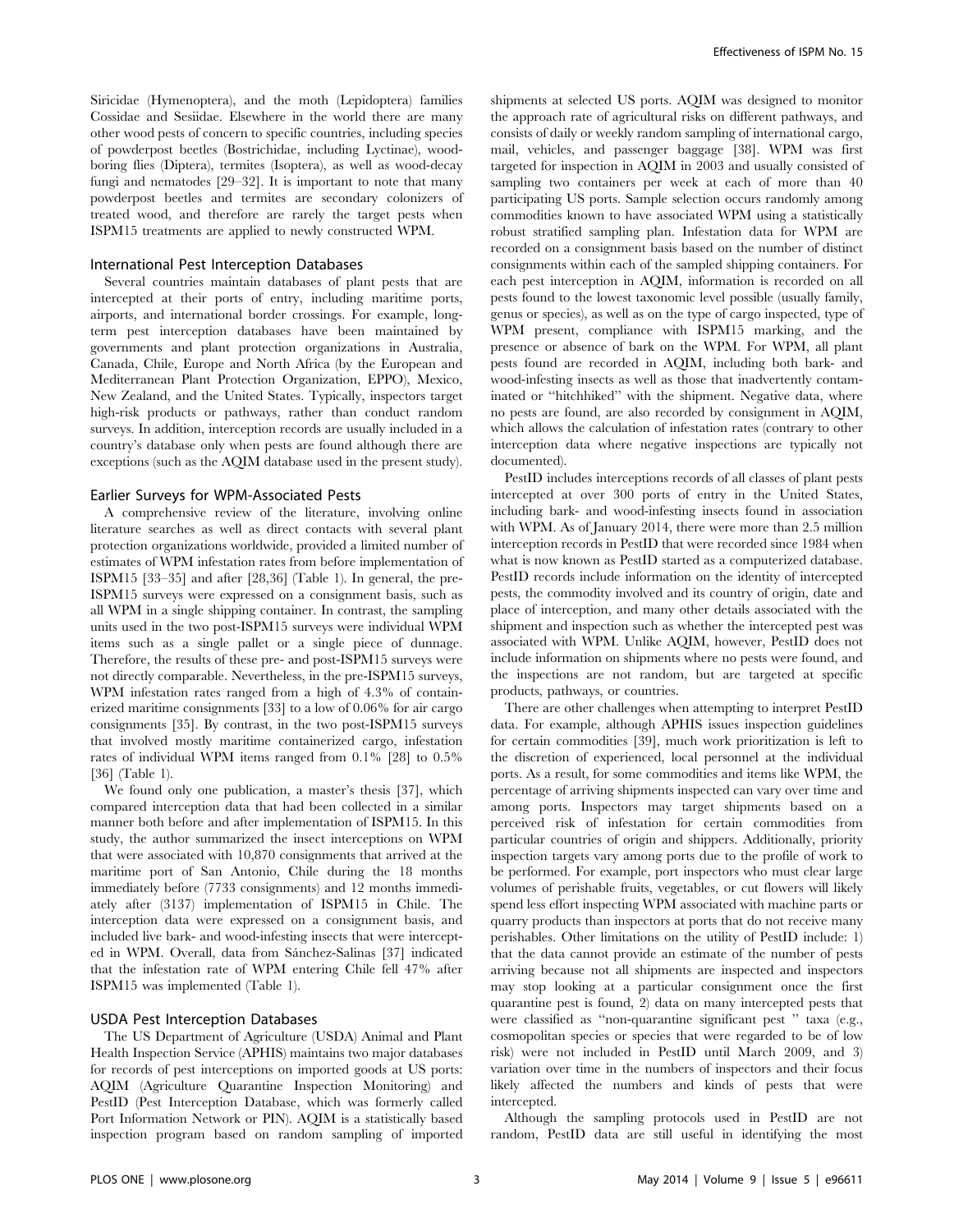Siricidae (Hymenoptera), and the moth (Lepidoptera) families Cossidae and Sesiidae. Elsewhere in the world there are many other wood pests of concern to specific countries, including species of powderpost beetles (Bostrichidae, including Lyctinae), wood-boring flies (Diptera), termites (Isoptera), as well as wood-decay fungi and nematodes [29–32]. It is important to note that many powderpost beetles and termites are secondary colonizers of treated wood, and therefore are rarely the target pests when ISPM15 treatments are applied to newly constructed WPM.

## International Pest Interception Databases

Several countries maintain databases of plant pests that are intercepted at their ports of entry, including maritime ports, airports, and international border crossings. For example, long-term pest interception databases have been maintained by governments and plant protection organizations in Australia, Canada, Chile, Europe and North Africa (by the European and Mediterranean Plant Protection Organization, EPPO), Mexico, New Zealand, and the United States. Typically, inspectors target high-risk products or pathways, rather than conduct random surveys. In addition, interception records are usually included in a country's database only when pests are found although there are exceptions (such as the AQIM database used in the present study).

## Earlier Surveys for WPM-Associated Pests

A comprehensive review of the literature, involving online literature searches as well as direct contacts with several plant protection organizations worldwide, provided a limited number of estimates of WPM infestation rates from before implementation of ISPM15 [33–35] and after [28,36] (Table 1). In general, the pre-ISPM15 surveys were expressed on a consignment basis, such as all WPM in a single shipping container. In contrast, the sampling units used in the two post-ISPM15 surveys were individual WPM items such as a single pallet or a single piece of dunnage. Therefore, the results of these pre- and post-ISPM15 surveys were not directly comparable. Nevertheless, in the pre-ISPM15 surveys, WPM infestation rates ranged from a high of 4.3% of containerized maritime consignments [33] to a low of 0.06% for air cargo consignments [35]. By contrast, in the two post-ISPM15 surveys that involved mostly maritime containerized cargo, infestation rates of individual WPM items ranged from 0.1% [28] to 0.5% [36] (Table 1).

We found only one publication, a master's thesis [37], which compared interception data that had been collected in a similar manner both before and after implementation of ISPM15. In this study, the author summarized the insect interceptions on WPM that were associated with 10,870 consignments that arrived at the maritime port of San Antonio, Chile during the 18 months immediately before (7733 consignments) and 12 months immediately after (3137) implementation of ISPM15 in Chile. The interception data were expressed on a consignment basis, and included live bark- and wood-infesting insects that were intercepted in WPM. Overall, data from Sánchez-Salinas [37] indicated that the infestation rate of WPM entering Chile fell 47% after ISPM15 was implemented (Table 1).

## USDA Pest Interception Databases

The US Department of Agriculture (USDA) Animal and Plant Health Inspection Service (APHIS) maintains two major databases for records of pest interceptions on imported goods at US ports: AQIM (Agriculture Quarantine Inspection Monitoring) and PestID (Pest Interception Database, which was formerly called Port Information Network or PIN). AQIM is a statistically based inspection program based on random sampling of imported shipments at selected US ports. AQIM was designed to monitor the approach rate of agricultural risks on different pathways, and consists of daily or weekly random sampling of international cargo, mail, vehicles, and passenger baggage [38]. WPM was first targeted for inspection in AQIM in 2003 and usually consisted of sampling two containers per week at each of more than 40 participating US ports. Sample selection occurs randomly among commodities known to have associated WPM using a statistically robust stratified sampling plan. Infestation data for WPM are recorded on a consignment basis based on the number of distinct consignments within each of the sampled shipping containers. For each pest interception in AQIM, information is recorded on all pests found to the lowest taxonomic level possible (usually family, genus or species), as well as on the type of cargo inspected, type of WPM present, compliance with ISPM15 marking, and the presence or absence of bark on the WPM. For WPM, all plant pests found are recorded in AQIM, including both bark- and wood-infesting insects as well as those that inadvertently contaminated or "hitchhiked" with the shipment. Negative data, where no pests are found, are also recorded by consignment in AQIM, which allows the calculation of infestation rates (contrary to other interception data where negative inspections are typically not documented).

PestID includes interceptions records of all classes of plant pests intercepted at over 300 ports of entry in the United States, including bark- and wood-infesting insects found in association with WPM. As of January 2014, there were more than 2.5 million interception records in PestID that were recorded since 1984 when what is now known as PestID started as a computerized database. PestID records include information on the identity of intercepted pests, the commodity involved and its country of origin, date and place of interception, and many other details associated with the shipment and inspection such as whether the intercepted pest was associated with WPM. Unlike AQIM, however, PestID does not include information on shipments where no pests were found, and the inspections are not random, but are targeted at specific products, pathways, or countries.

There are other challenges when attempting to interpret PestID data. For example, although APHIS issues inspection guidelines for certain commodities [39], much work prioritization is left to the discretion of experienced, local personnel at the individual ports. As a result, for some commodities and items like WPM, the percentage of arriving shipments inspected can vary over time and among ports. Inspectors may target shipments based on a perceived risk of infestation for certain commodities from particular countries of origin and shippers. Additionally, priority inspection targets vary among ports due to the profile of work to be performed. For example, port inspectors who must clear large volumes of perishable fruits, vegetables, or cut flowers will likely spend less effort inspecting WPM associated with machine parts or quarry products than inspectors at ports that do not receive many perishables. Other limitations on the utility of PestID include: 1) that the data cannot provide an estimate of the number of pests arriving because not all shipments are inspected and inspectors may stop looking at a particular consignment once the first quarantine pest is found, 2) data on many intercepted pests that were classified as "non-quarantine significant pest " taxa (e.g., cosmopolitan species or species that were regarded to be of low risk) were not included in PestID until March 2009, and 3) variation over time in the numbers of inspectors and their focus likely affected the numbers and kinds of pests that were intercepted.

Although the sampling protocols used in PestID are not random, PestID data are still useful in identifying the most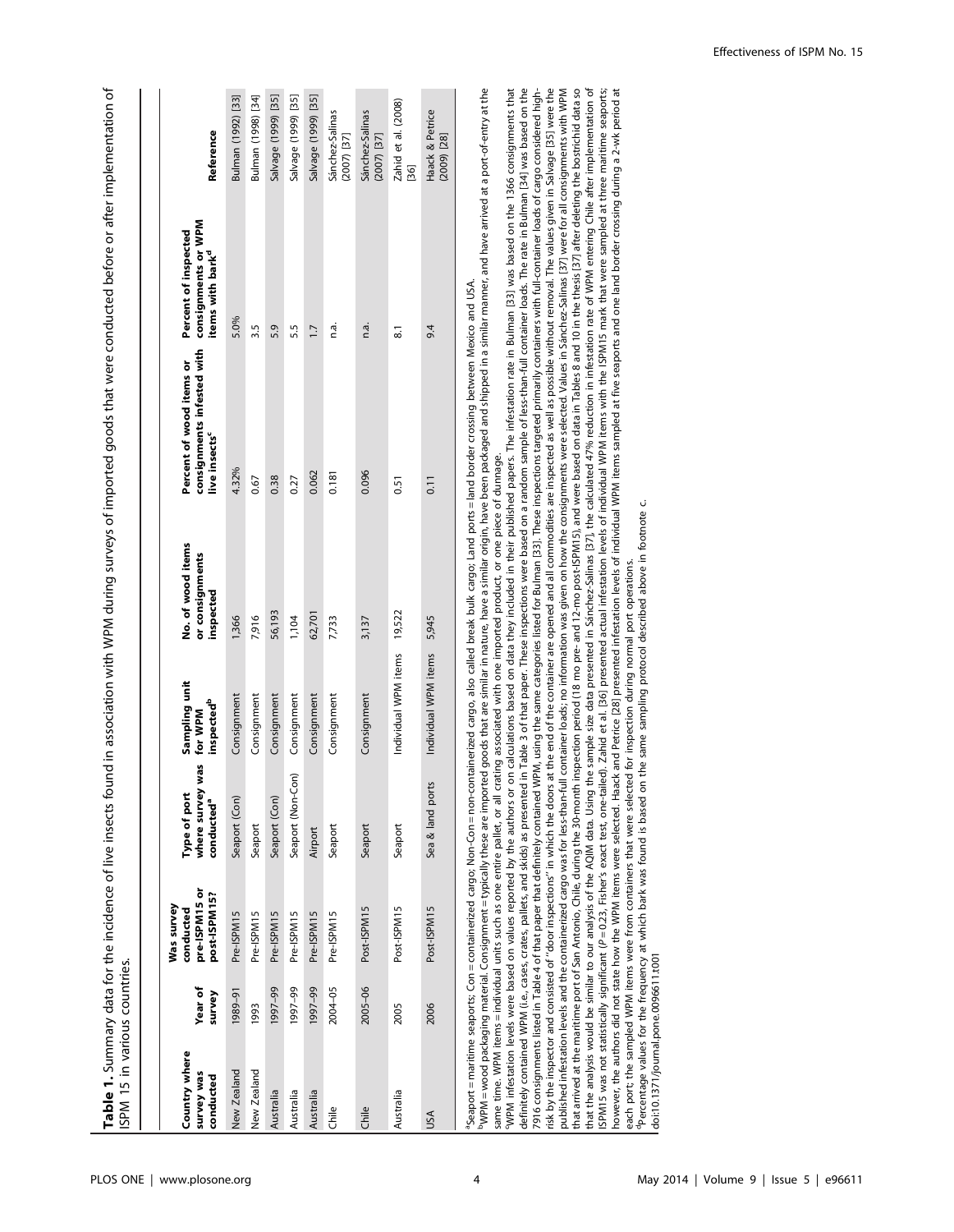**Table 1.** Summary data for the incidence of live insects found in association with WPM during surveys of imported goods that were conducted before or after implementation of ISPM 15 in various countries.

| Country where survey was conducted | Year of survey | Was survey conducted pre-ISPM15 or post-ISPM15? | Type of port where survey was conducted[a] | Sampling unit for WPM inspected[b] | No. of wood items or consignments inspected | Percent of wood items or consignments infested with live insects[c] | Percent of inspected consignments or WPM items with bark[d] | Reference |
|---|---|---|---|---|---|---|---|---|
| New Zealand | 1989–91 | Pre-ISPM15 | Seaport (Con) | Consignment | 1,366 | 4.32% | 5.0% | Bulman (1992) [33] |
| New Zealand | 1993 | Pre-ISPM15 | Seaport | Consignment | 7,916 | 0.67 | 3.5 | Bulman (1998) [34] |
| Australia | 1997–99 | Pre-ISPM15 | Seaport (Con) | Consignment | 56,193 | 0.38 | 5.9 | Salvage (1999) [35] |
| Australia | 1997–99 | Pre-ISPM15 | Seaport (Non-Con) | Consignment | 1,104 | 0.27 | 5.5 | Salvage (1999) [35] |
| Australia | 1997–99 | Pre-ISPM15 | Airport | Consignment | 62,701 | 0.062 | 1.7 | Salvage (1999) [35] |
| Chile | 2004–05 | Pre-ISPM15 | Seaport | Consignment | 7,733 | 0.181 | n.a. | Sánchez-Salinas (2007) [37] |
| Chile | 2005–06 | Post-ISPM15 | Seaport | Consignment | 3,137 | 0.096 | n.a. | Sánchez-Salinas (2007) [37] |
| Australia | 2005 | Post-ISPM15 | Seaport | Individual WPM items | 19,522 | 0.51 | 8.1 | Zahid et al. (2008) [36] |
| USA | 2006 | Post-ISPM15 | Sea & land ports | Individual WPM items | 5,945 | 0.11 | 9.4 | Haack & Petrice (2009) [28] |

[a]Seaport = maritime seaports; Con = containerized cargo; Non-Con = non-containerized cargo, also called break bulk cargo; Land ports = land border crossing between Mexico and USA.

[b]WPM = wood packaging material. Consignment = typically these are imported goods that are similar in nature, have a similar origin, have been packaged and shipped in a similar manner, and have arrived at a port-of-entry at the same time. WPM items = individual units such as one entire pallet, or all crating associated with one imported product, or one piece of dunnage.

[c]WPM infestation levels were based on values reported by the authors or on calculations based on data they included in their published papers. The infestation rate in Bulman [33] was based on the 1366 consignments that definitely contained WPM (i.e., cases, crates, pallets, and skids) as presented in Table 3 of that paper. These inspections were based on a random sample of less-than-full container loads. The rate in Bulman [34] was based on the 7916 consignments listed in Table 4 of that paper that definitely contained WPM, using the same categories listed for Bulman [33]. These inspections targeted primarily containers with full-container loads of cargo considered high-risk by the inspector and consisted of "door inspections" in which the doors at the end of the container are opened and all commodities are inspected as well as possible without removal. The values given in Salvage [35] were the published infestation levels and the containerized cargo was for less-than-full container loads; no information was given on how the consignments were selected. Values in Sánchez-Salinas [37] were for all consignments with WPM that arrived at the maritime port of San Antonio, Chile, during the 30-month inspection period (18 mo pre- and 12-mo post-ISPM15), and were based on data in Tables 8 and 10 in the thesis [37] after deleting the bostrichid data so that the analysis would be similar to our analysis of the AQIM data. Using the sample size data presented in Sánchez-Salinas [37], the calculated 47% reduction in infestation rate of WPM entering Chile after implementation of ISPM15 was not statistically significant ($P = 0.23$, Fisher's exact test, one-tailed). Zahid et al. [36] presented actual infestation levels of individual WPM items with the ISPM15 mark that were sampled at three maritime seaports; however, the authors did not state how the WPM items were selected. Haack and Petrice [28] presented infestation levels of individual WPM items sampled at five seaports and one land border crossing during a 2-wk period at each port; the sampled WPM items were from containers that were selected for inspection during normal port operations.

[d]Percentage values for the frequency at which bark was found is based on the same sampling protocol described above in footnote c.

doi:10.1371/journal.pone.0096611.t001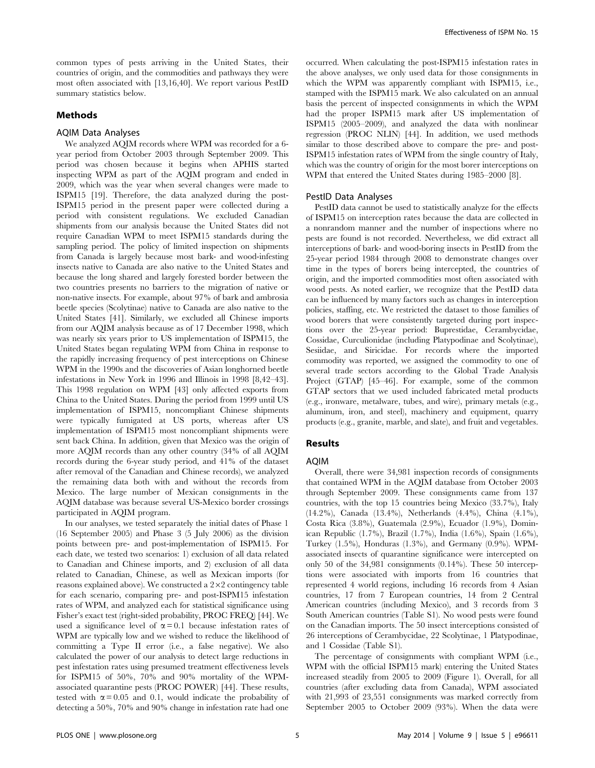common types of pests arriving in the United States, their countries of origin, and the commodities and pathways they were most often associated with [13,16,40]. We report various PestID summary statistics below.

## Methods

### AQIM Data Analyses

We analyzed AQIM records where WPM was recorded for a 6-year period from October 2003 through September 2009. This period was chosen because it begins when APHIS started inspecting WPM as part of the AQIM program and ended in 2009, which was the year when several changes were made to ISPM15 [19]. Therefore, the data analyzed during the post-ISPM15 period in the present paper were collected during a period with consistent regulations. We excluded Canadian shipments from our analysis because the United States did not require Canadian WPM to meet ISPM15 standards during the sampling period. The policy of limited inspection on shipments from Canada is largely because most bark- and wood-infesting insects native to Canada are also native to the United States and because the long shared and largely forested border between the two countries presents no barriers to the migration of native or non-native insects. For example, about 97% of bark and ambrosia beetle species (Scolytinae) native to Canada are also native to the United States [41]. Similarly, we excluded all Chinese imports from our AQIM analysis because as of 17 December 1998, which was nearly six years prior to US implementation of ISPM15, the United States began regulating WPM from China in response to the rapidly increasing frequency of pest interceptions on Chinese WPM in the 1990s and the discoveries of Asian longhorned beetle infestations in New York in 1996 and Illinois in 1998 [8,42–43]. This 1998 regulation on WPM [43] only affected exports from China to the United States. During the period from 1999 until US implementation of ISPM15, noncompliant Chinese shipments were typically fumigated at US ports, whereas after US implementation of ISPM15 most noncompliant shipments were sent back China. In addition, given that Mexico was the origin of more AQIM records than any other country (34% of all AQIM records during the 6-year study period, and 41% of the dataset after removal of the Canadian and Chinese records), we analyzed the remaining data both with and without the records from Mexico. The large number of Mexican consignments in the AQIM database was because several US-Mexico border crossings participated in AQIM program.

In our analyses, we tested separately the initial dates of Phase 1 (16 September 2005) and Phase 3 (5 July 2006) as the division points between pre- and post-implementation of ISPM15. For each date, we tested two scenarios: 1) exclusion of all data related to Canadian and Chinese imports, and 2) exclusion of all data related to Canadian, Chinese, as well as Mexican imports (for reasons explained above). We constructed a $2 \times 2$ contingency table for each scenario, comparing pre- and post-ISPM15 infestation rates of WPM, and analyzed each for statistical significance using Fisher's exact test (right-sided probability, PROC FREQ) [44]. We used a significance level of $\alpha = 0.1$ because infestation rates of WPM are typically low and we wished to reduce the likelihood of committing a Type II error (i.e., a false negative). We also calculated the power of our analysis to detect large reductions in pest infestation rates using presumed treatment effectiveness levels for ISPM15 of 50%, 70% and 90% mortality of the WPM-associated quarantine pests (PROC POWER) [44]. These results, tested with $\alpha = 0.05$ and 0.1, would indicate the probability of detecting a 50%, 70% and 90% change in infestation rate had one occurred. When calculating the post-ISPM15 infestation rates in the above analyses, we only used data for those consignments in which the WPM was apparently compliant with ISPM15, i.e., stamped with the ISPM15 mark. We also calculated on an annual basis the percent of inspected consignments in which the WPM had the proper ISPM15 mark after US implementation of ISPM15 (2005–2009), and analyzed the data with nonlinear regression (PROC NLIN) [44]. In addition, we used methods similar to those described above to compare the pre- and post-ISPM15 infestation rates of WPM from the single country of Italy, which was the country of origin for the most borer interceptions on WPM that entered the United States during 1985–2000 [8].

### PestID Data Analyses

PestID data cannot be used to statistically analyze for the effects of ISPM15 on interception rates because the data are collected in a nonrandom manner and the number of inspections where no pests are found is not recorded. Nevertheless, we did extract all interceptions of bark- and wood-boring insects in PestID from the 25-year period 1984 through 2008 to demonstrate changes over time in the types of borers being intercepted, the countries of origin, and the imported commodities most often associated with wood pests. As noted earlier, we recognize that the PestID data can be influenced by many factors such as changes in interception policies, staffing, etc. We restricted the dataset to those families of wood borers that were consistently targeted during port inspections over the 25-year period: Buprestidae, Cerambycidae, Cossidae, Curculionidae (including Platypodinae and Scolytinae), Sesiidae, and Siricidae. For records where the imported commodity was reported, we assigned the commodity to one of several trade sectors according to the Global Trade Analysis Project (GTAP) [45–46]. For example, some of the common GTAP sectors that we used included fabricated metal products (e.g., ironware, metalware, tubes, and wire), primary metals (e.g., aluminum, iron, and steel), machinery and equipment, quarry products (e.g., granite, marble, and slate), and fruit and vegetables.

## Results

### AQIM

Overall, there were 34,981 inspection records of consignments that contained WPM in the AQIM database from October 2003 through September 2009. These consignments came from 137 countries, with the top 15 countries being Mexico (33.7%), Italy (14.2%), Canada (13.4%), Netherlands (4.4%), China (4.1%), Costa Rica (3.8%), Guatemala (2.9%), Ecuador (1.9%), Dominican Republic (1.7%), Brazil (1.7%), India (1.6%), Spain (1.6%), Turkey (1.5%), Honduras (1.3%), and Germany (0.9%). WPM-associated insects of quarantine significance were intercepted on only 50 of the 34,981 consignments (0.14%). These 50 interceptions were associated with imports from 16 countries that represented 4 world regions, including 16 records from 4 Asian countries, 17 from 7 European countries, 14 from 2 Central American countries (including Mexico), and 3 records from 3 South American countries (Table S1). No wood pests were found on the Canadian imports. The 50 insect interceptions consisted of 26 interceptions of Cerambycidae, 22 Scolytinae, 1 Platypodinae, and 1 Cossidae (Table S1).

The percentage of consignments with compliant WPM (i.e., WPM with the official ISPM15 mark) entering the United States increased steadily from 2005 to 2009 (Figure 1). Overall, for all countries (after excluding data from Canada), WPM associated with 21,993 of 23,551 consignments was marked correctly from September 2005 to October 2009 (93%). When the data were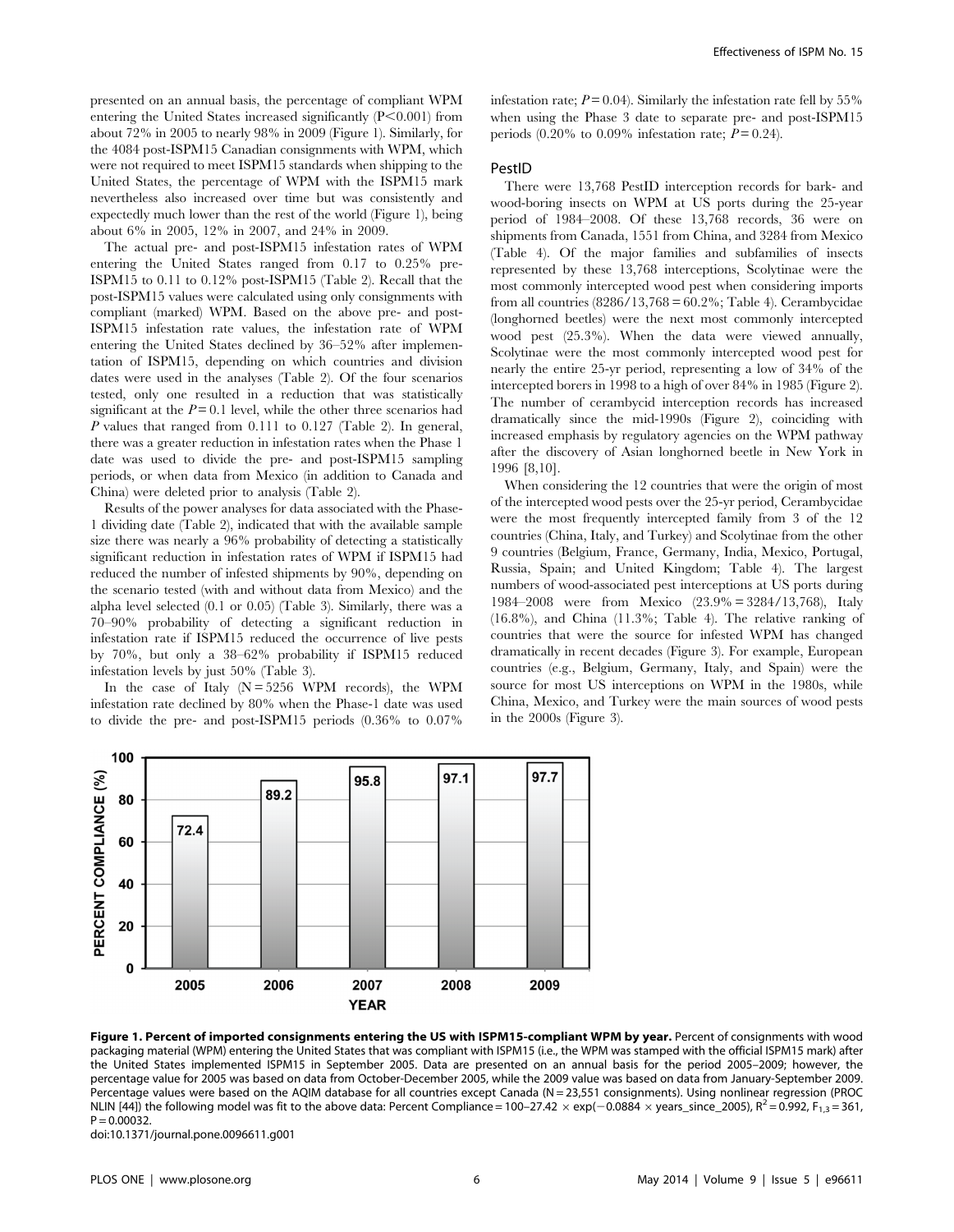presented on an annual basis, the percentage of compliant WPM entering the United States increased significantly ($P<0.001$) from about 72% in 2005 to nearly 98% in 2009 (Figure 1). Similarly, for the 4084 post-ISPM15 Canadian consignments with WPM, which were not required to meet ISPM15 standards when shipping to the United States, the percentage of WPM with the ISPM15 mark nevertheless also increased over time but was consistently and expectedly much lower than the rest of the world (Figure 1), being about 6% in 2005, 12% in 2007, and 24% in 2009.

The actual pre- and post-ISPM15 infestation rates of WPM entering the United States ranged from 0.17 to 0.25% pre-ISPM15 to 0.11 to 0.12% post-ISPM15 (Table 2). Recall that the post-ISPM15 values were calculated using only consignments with compliant (marked) WPM. Based on the above pre- and post-ISPM15 infestation rate values, the infestation rate of WPM entering the United States declined by 36–52% after implementation of ISPM15, depending on which countries and division dates were used in the analyses (Table 2). Of the four scenarios tested, only one resulted in a reduction that was statistically significant at the $P=0.1$ level, while the other three scenarios had $P$ values that ranged from 0.111 to 0.127 (Table 2). In general, there was a greater reduction in infestation rates when the Phase 1 date was used to divide the pre- and post-ISPM15 sampling periods, or when data from Mexico (in addition to Canada and China) were deleted prior to analysis (Table 2).

Results of the power analyses for data associated with the Phase-1 dividing date (Table 2), indicated that with the available sample size there was nearly a 96% probability of detecting a statistically significant reduction in infestation rates of WPM if ISPM15 had reduced the number of infested shipments by 90%, depending on the scenario tested (with and without data from Mexico) and the alpha level selected (0.1 or 0.05) (Table 3). Similarly, there was a 70–90% probability of detecting a significant reduction in infestation rate if ISPM15 reduced the occurrence of live pests by 70%, but only a 38–62% probability if ISPM15 reduced infestation levels by just 50% (Table 3).

In the case of Italy ($N=5256$ WPM records), the WPM infestation rate declined by 80% when the Phase-1 date was used to divide the pre- and post-ISPM15 periods (0.36% to 0.07% infestation rate; $P=0.04$). Similarly the infestation rate fell by 55% when using the Phase 3 date to separate pre- and post-ISPM15 periods (0.20% to 0.09% infestation rate; $P=0.24$).

### PestID

There were 13,768 PestID interception records for bark- and wood-boring insects on WPM at US ports during the 25-year period of 1984–2008. Of these 13,768 records, 36 were on shipments from Canada, 1551 from China, and 3284 from Mexico (Table 4). Of the major families and subfamilies of insects represented by these 13,768 interceptions, Scolytinae were the most commonly intercepted wood pest when considering imports from all countries (8286/13,768 = 60.2%; Table 4). Cerambycidae (longhorned beetles) were the next most commonly intercepted wood pest (25.3%). When the data were viewed annually, Scolytinae were the most commonly intercepted wood pest for nearly the entire 25-yr period, representing a low of 34% of the intercepted borers in 1998 to a high of over 84% in 1985 (Figure 2). The number of cerambycid interception records has increased dramatically since the mid-1990s (Figure 2), coinciding with increased emphasis by regulatory agencies on the WPM pathway after the discovery of Asian longhorned beetle in New York in 1996 [8,10].

When considering the 12 countries that were the origin of most of the intercepted wood pests over the 25-yr period, Cerambycidae were the most frequently intercepted family from 3 of the 12 countries (China, Italy, and Turkey) and Scolytinae from the other 9 countries (Belgium, France, Germany, India, Mexico, Portugal, Russia, Spain; and United Kingdom; Table 4). The largest numbers of wood-associated pest interceptions at US ports during 1984–2008 were from Mexico (23.9% = 3284/13,768), Italy (16.8%), and China (11.3%; Table 4). The relative ranking of countries that were the source for infested WPM has changed dramatically in recent decades (Figure 3). For example, European countries (e.g., Belgium, Germany, Italy, and Spain) were the source for most US interceptions on WPM in the 1980s, while China, Mexico, and Turkey were the main sources of wood pests in the 2000s (Figure 3).

| YEAR | PERCENT COMPLIANCE (%) |
|---|---|
| 2005 | 72.4 |
| 2006 | 89.2 |
| 2007 | 95.8 |
| 2008 | 97.1 |
| 2009 | 97.7 |

**Figure 1. Percent of imported consignments entering the US with ISPM15-compliant WPM by year.** Percent of consignments with wood packaging material (WPM) entering the United States that was compliant with ISPM15 (i.e., the WPM was stamped with the official ISPM15 mark) after the United States implemented ISPM15 in September 2005. Data are presented on an annual basis for the period 2005–2009; however, the percentage value for 2005 was based on data from October-December 2005, while the 2009 value was based on data from January-September 2009. Percentage values were based on the AQIM database for all countries except Canada ($N=23,551$ consignments). Using nonlinear regression (PROC NLIN [44]) the following model was fit to the above data: Percent Compliance = $100-27.42\times\exp(-0.0884\times\text{years\_since\_2005})$, $R^2=0.992$, $F_{1,3}=361$, $P=0.00032$.

doi:10.1371/journal.pone.0096611.g001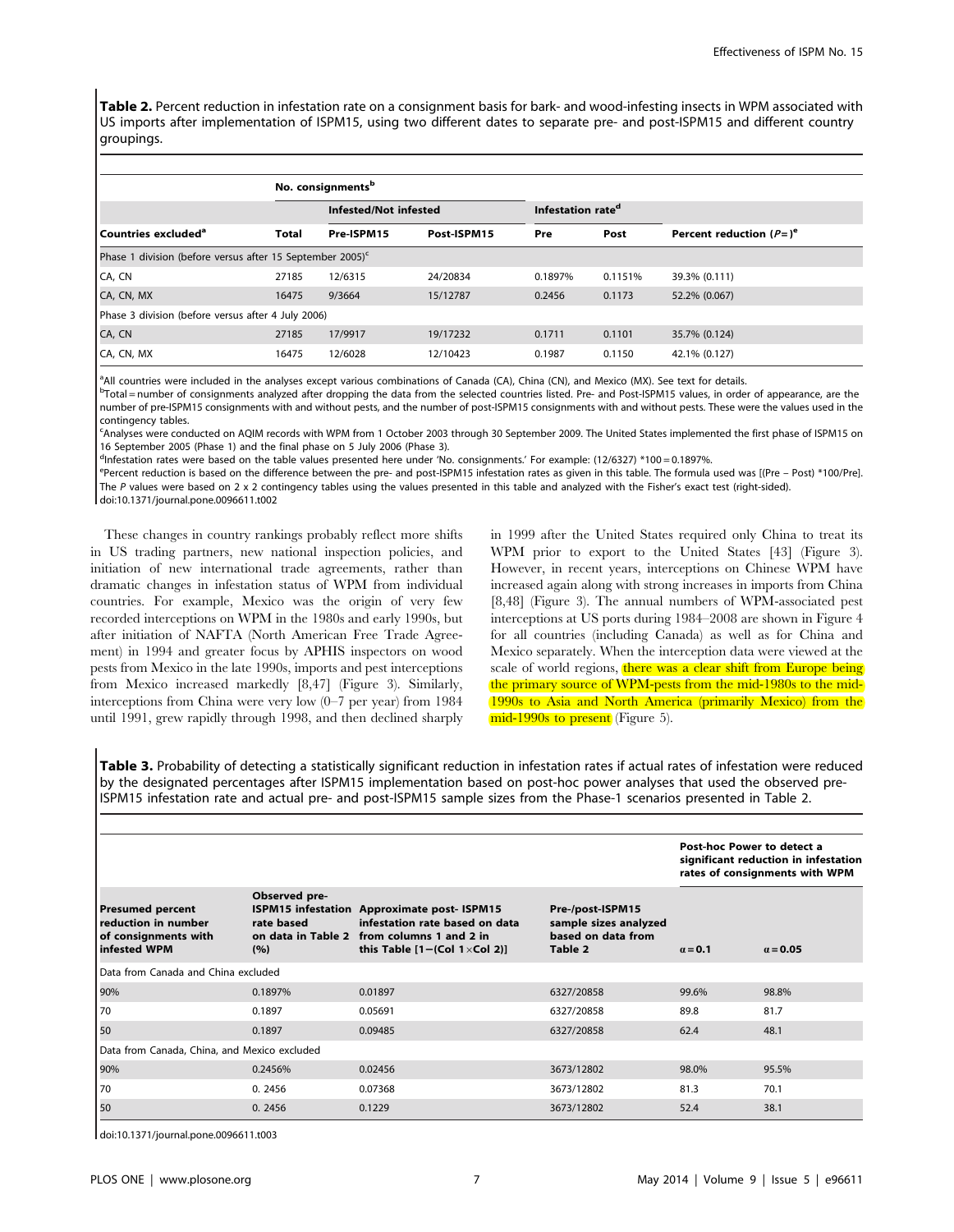**Table 2.** Percent reduction in infestation rate on a consignment basis for bark- and wood-infesting insects in WPM associated with US imports after implementation of ISPM15, using two different dates to separate pre- and post-ISPM15 and different country groupings.

| | No. consignments[b] | | | Infestation rate[d] | | |
|---|---|---|---|---|---|---|
| | | Infested/Not infested | | | | |
| Countries excluded[a] | Total | Pre-ISPM15 | Post-ISPM15 | Pre | Post | Percent reduction ($P$=)[e] |
| Phase 1 division (before versus after 15 September 2005)[c] | | | | | | |
| CA, CN | 27185 | 12/6315 | 24/20834 | 0.1897% | 0.1151% | 39.3% (0.111) |
| CA, CN, MX | 16475 | 9/3664 | 15/12787 | 0.2456 | 0.1173 | 52.2% (0.067) |
| Phase 3 division (before versus after 4 July 2006) | | | | | | |
| CA, CN | 27185 | 17/9917 | 19/17232 | 0.1711 | 0.1101 | 35.7% (0.124) |
| CA, CN, MX | 16475 | 12/6028 | 12/10423 | 0.1987 | 0.1150 | 42.1% (0.127) |

[a]All countries were included in the analyses except various combinations of Canada (CA), China (CN), and Mexico (MX). See text for details.

[b]Total = number of consignments analyzed after dropping the data from the selected countries listed. Pre- and Post-ISPM15 values, in order of appearance, are the number of pre-ISPM15 consignments with and without pests, and the number of post-ISPM15 consignments with and without pests. These were the values used in the contingency tables.

[c]Analyses were conducted on AQIM records with WPM from 1 October 2003 through 30 September 2009. The United States implemented the first phase of ISPM15 on 16 September 2005 (Phase 1) and the final phase on 5 July 2006 (Phase 3).

[d]Infestation rates were based on the table values presented here under 'No. consignments.' For example: (12/6327) *100 = 0.1897%.

[e]Percent reduction is based on the difference between the pre- and post-ISPM15 infestation rates as given in this table. The formula used was [(Pre – Post) *100/Pre]. The $P$ values were based on 2 x 2 contingency tables using the values presented in this table and analyzed with the Fisher's exact test (right-sided).

doi:10.1371/journal.pone.0096611.t002

These changes in country rankings probably reflect more shifts in US trading partners, new national inspection policies, and initiation of new international trade agreements, rather than dramatic changes in infestation status of WPM from individual countries. For example, Mexico was the origin of very few recorded interceptions on WPM in the 1980s and early 1990s, but after initiation of NAFTA (North American Free Trade Agreement) in 1994 and greater focus by APHIS inspectors on wood pests from Mexico in the late 1990s, imports and pest interceptions from Mexico increased markedly [8,47] (Figure 3). Similarly, interceptions from China were very low (0–7 per year) from 1984 until 1991, grew rapidly through 1998, and then declined sharply in 1999 after the United States required only China to treat its WPM prior to export to the United States [43] (Figure 3). However, in recent years, interceptions on Chinese WPM have increased again along with strong increases in imports from China [8,48] (Figure 3). The annual numbers of WPM-associated pest interceptions at US ports during 1984–2008 are shown in Figure 4 for all countries (including Canada) as well as for China and Mexico separately. When the interception data were viewed at the scale of world regions, there was a clear shift from Europe being the primary source of WPM-pests from the mid-1980s to the mid-1990s to Asia and North America (primarily Mexico) from the mid-1990s to present (Figure 5).

**Table 3.** Probability of detecting a statistically significant reduction in infestation rates if actual rates of infestation were reduced by the designated percentages after ISPM15 implementation based on post-hoc power analyses that used the observed pre-ISPM15 infestation rate and actual pre- and post-ISPM15 sample sizes from the Phase-1 scenarios presented in Table 2.

| | | | | Post-hoc Power to detect a significant reduction in infestation rates of consignments with WPM | |
|---|---|---|---|---|---|
| Presumed percent reduction in number of consignments with infested WPM | Observed pre-ISPM15 infestation rate based on data in Table 2 (%) | Approximate post- ISPM15 infestation rate based on data from columns 1 and 2 in this Table [1−(Col 1×Col 2)] | Pre-/post-ISPM15 sample sizes analyzed based on data from Table 2 | $\alpha = 0.1$ | $\alpha = 0.05$ |
| Data from Canada and China excluded | | | | | |
| 90% | 0.1897% | 0.01897 | 6327/20858 | 99.6% | 98.8% |
| 70 | 0.1897 | 0.05691 | 6327/20858 | 89.8 | 81.7 |
| 50 | 0.1897 | 0.09485 | 6327/20858 | 62.4 | 48.1 |
| Data from Canada, China, and Mexico excluded | | | | | |
| 90% | 0.2456% | 0.02456 | 3673/12802 | 98.0% | 95.5% |
| 70 | 0. 2456 | 0.07368 | 3673/12802 | 81.3 | 70.1 |
| 50 | 0. 2456 | 0.1229 | 3673/12802 | 52.4 | 38.1 |

doi:10.1371/journal.pone.0096611.t003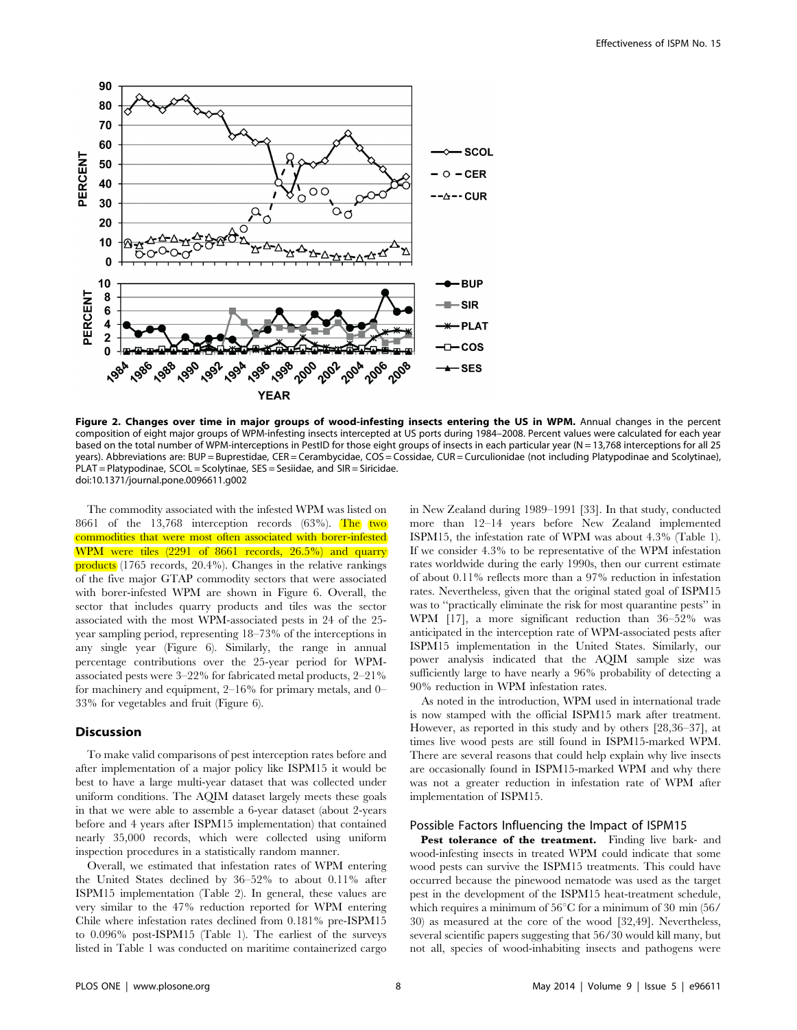**Figure 2. Changes over time in major groups of wood-infesting insects entering the US in WPM.** Annual changes in the percent composition of eight major groups of WPM-infesting insects intercepted at US ports during 1984–2008. Percent values were calculated for each year based on the total number of WPM-interceptions in PestID for those eight groups of insects in each particular year (N = 13,768 interceptions for all 25 years). Abbreviations are: BUP = Buprestidae, CER = Cerambycidae, COS = Cossidae, CUR = Curculionidae (not including Platypodinae and Scolytinae), PLAT = Platypodinae, SCOL = Scolytinae, SES = Sesiidae, and SIR = Siricidae.
doi:10.1371/journal.pone.0096611.g002

The commodity associated with the infested WPM was listed on 8661 of the 13,768 interception records (63%). The two commodities that were most often associated with borer-infested WPM were tiles (2291 of 8661 records, 26.5%) and quarry products (1765 records, 20.4%). Changes in the relative rankings of the five major GTAP commodity sectors that were associated with borer-infested WPM are shown in Figure 6. Overall, the sector that includes quarry products and tiles was the sector associated with the most WPM-associated pests in 24 of the 25-year sampling period, representing 18–73% of the interceptions in any single year (Figure 6). Similarly, the range in annual percentage contributions over the 25-year period for WPM-associated pests were 3–22% for fabricated metal products, 2–21% for machinery and equipment, 2–16% for primary metals, and 0–33% for vegetables and fruit (Figure 6).

## Discussion

To make valid comparisons of pest interception rates before and after implementation of a major policy like ISPM15 it would be best to have a large multi-year dataset that was collected under uniform conditions. The AQIM dataset largely meets these goals in that we were able to assemble a 6-year dataset (about 2-years before and 4 years after ISPM15 implementation) that contained nearly 35,000 records, which were collected using uniform inspection procedures in a statistically random manner.

Overall, we estimated that infestation rates of WPM entering the United States declined by 36–52% to about 0.11% after ISPM15 implementation (Table 2). In general, these values are very similar to the 47% reduction reported for WPM entering Chile where infestation rates declined from 0.181% pre-ISPM15 to 0.096% post-ISPM15 (Table 1). The earliest of the surveys listed in Table 1 was conducted on maritime containerized cargo in New Zealand during 1989–1991 [33]. In that study, conducted more than 12–14 years before New Zealand implemented ISPM15, the infestation rate of WPM was about 4.3% (Table 1). If we consider 4.3% to be representative of the WPM infestation rates worldwide during the early 1990s, then our current estimate of about 0.11% reflects more than a 97% reduction in infestation rates. Nevertheless, given that the original stated goal of ISPM15 was to "practically eliminate the risk for most quarantine pests" in WPM [17], a more significant reduction than 36–52% was anticipated in the interception rate of WPM-associated pests after ISPM15 implementation in the United States. Similarly, our power analysis indicated that the AQIM sample size was sufficiently large to have nearly a 96% probability of detecting a 90% reduction in WPM infestation rates.

As noted in the introduction, WPM used in international trade is now stamped with the official ISPM15 mark after treatment. However, as reported in this study and by others [28,36–37], at times live wood pests are still found in ISPM15-marked WPM. There are several reasons that could help explain why live insects are occasionally found in ISPM15-marked WPM and why there was not a greater reduction in infestation rate of WPM after implementation of ISPM15.

### Possible Factors Influencing the Impact of ISPM15

**Pest tolerance of the treatment.** Finding live bark- and wood-infesting insects in treated WPM could indicate that some wood pests can survive the ISPM15 treatments. This could have occurred because the pinewood nematode was used as the target pest in the development of the ISPM15 heat-treatment schedule, which requires a minimum of 56°C for a minimum of 30 min (56/30) as measured at the core of the wood [32,49]. Nevertheless, several scientific papers suggesting that 56/30 would kill many, but not all, species of wood-inhabiting insects and pathogens were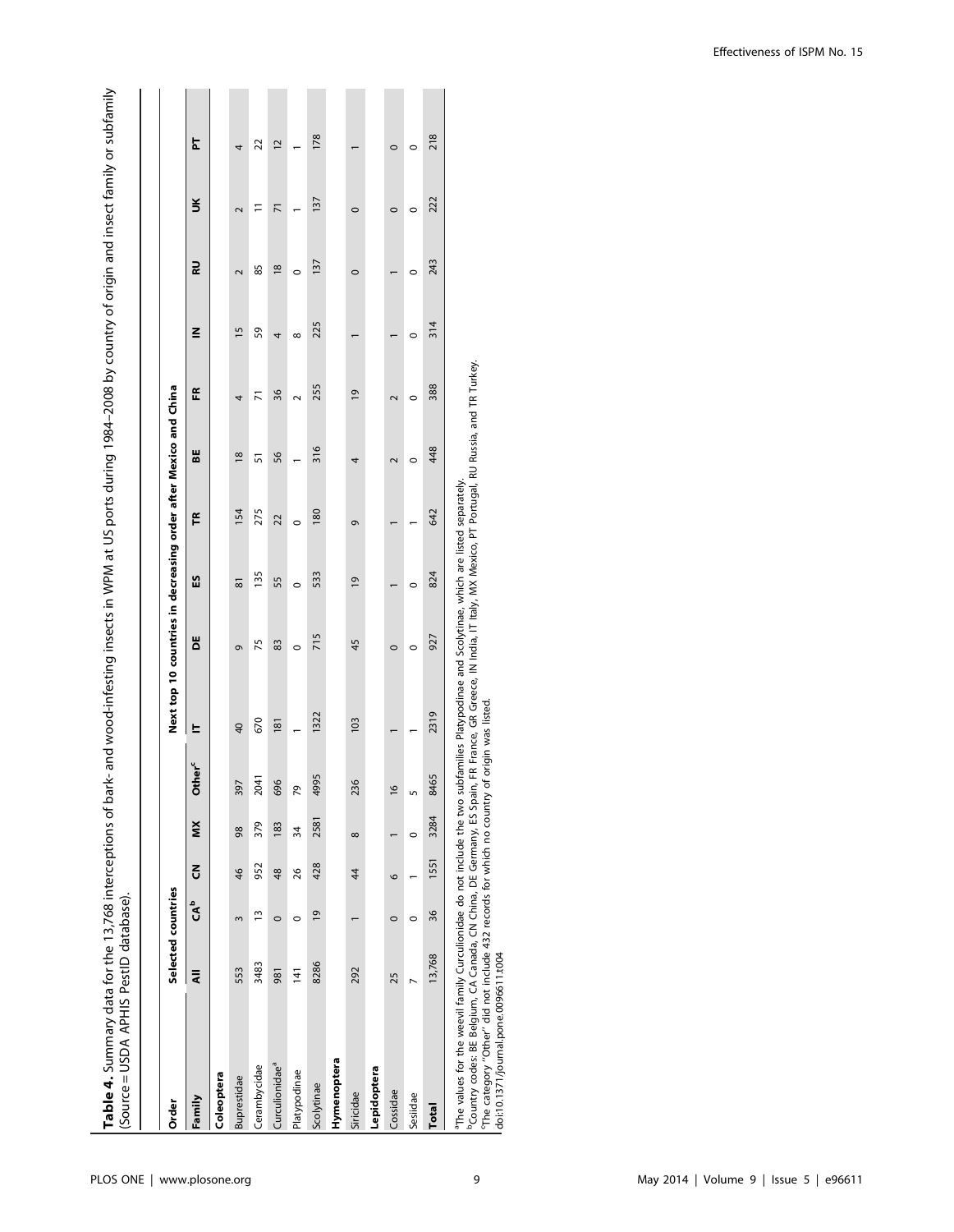**Table 4.** Summary data for the 13,768 interceptions of bark- and wood-infesting insects in WPM at US ports during 1984–2008 by country of origin and insect family or subfamily (Source = USDA APHIS PestID database).

| Order | Selected countries | | | | | Next top 10 countries in decreasing order after Mexico and China | | | | | | | | | |
|---|---|---|---|---|---|---|---|---|---|---|---|---|---|---|---|
| **Family** | **All** | **CA[b]** | **CN** | **MX** | **Other[c]** | **IT** | **DE** | **ES** | **TR** | **BE** | **FR** | **IN** | **RU** | **UK** | **PT** |
| **Coleoptera** | | | | | | | | | | | | | | | |
| Buprestidae | 553 | 3 | 46 | 98 | 397 | 40 | 9 | 81 | 154 | 18 | 4 | 15 | 2 | 2 | 4 |
| Cerambycidae | 3483 | 13 | 952 | 379 | 2041 | 670 | 75 | 135 | 275 | 51 | 71 | 59 | 85 | 11 | 22 |
| Curculionidae[a] | 981 | 0 | 48 | 183 | 696 | 181 | 83 | 55 | 22 | 56 | 36 | 4 | 18 | 71 | 12 |
| Platypodinae | 141 | 0 | 26 | 34 | 79 | 1 | 0 | 0 | 0 | 1 | 2 | 8 | 0 | 1 | 1 |
| Scolytinae | 8286 | 19 | 428 | 2581 | 4995 | 1322 | 715 | 533 | 180 | 316 | 255 | 225 | 137 | 137 | 178 |
| **Hymenoptera** | | | | | | | | | | | | | | | |
| Siricidae | 292 | 1 | 44 | 8 | 236 | 103 | 45 | 19 | 9 | 4 | 19 | 1 | 0 | 0 | 1 |
| **Lepidoptera** | | | | | | | | | | | | | | | |
| Cossidae | 25 | 0 | 6 | 1 | 16 | 1 | 0 | 1 | 1 | 2 | 2 | 1 | 1 | 0 | 0 |
| Sesiidae | 7 | 0 | 1 | 0 | 5 | 1 | 0 | 0 | 1 | 0 | 0 | 0 | 0 | 0 | 0 |
| **Total** | 13,768 | 36 | 1551 | 3284 | 8465 | 2319 | 927 | 824 | 642 | 448 | 388 | 314 | 243 | 222 | 218 |

[a]The values for the weevil family Curculionidae do not include the two subfamilies Platypodinae and Scolytinae, which are listed separately.
[b]Country codes: BE Belgium, CA Canada, CN China, DE Germany, ES Spain, FR France, GR Greece, IN India, IT Italy, MX Mexico, PT Portugal, RU Russia, and TR Turkey.
[c]The category "Other" did not include 432 records for which no country of origin was listed.
doi:10.1371/journal.pone.0096611.t004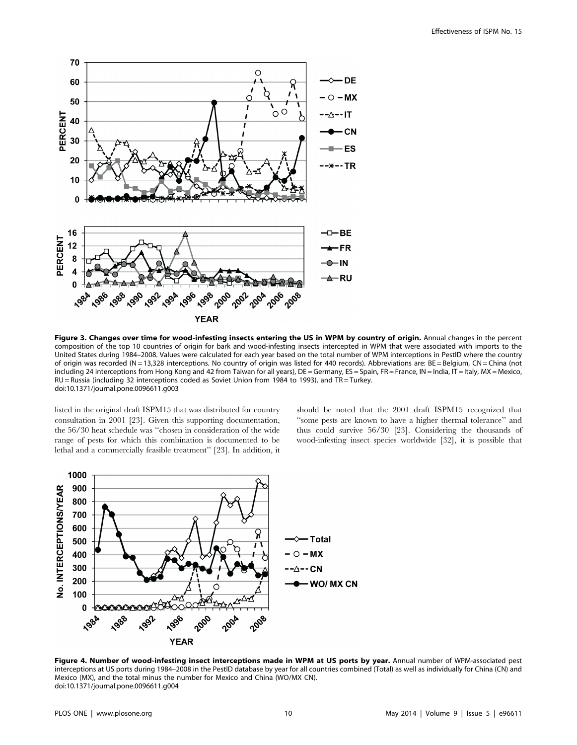**Figure 3. Changes over time for wood-infesting insects entering the US in WPM by country of origin.** Annual changes in the percent composition of the top 10 countries of origin for bark and wood-infesting insects intercepted in WPM that were associated with imports to the United States during 1984–2008. Values were calculated for each year based on the total number of WPM interceptions in PestID where the country of origin was recorded (N = 13,328 interceptions. No country of origin was listed for 440 records). Abbreviations are: BE = Belgium, CN = China (not including 24 interceptions from Hong Kong and 42 from Taiwan for all years), DE = Germany, ES = Spain, FR = France, IN = India, IT = Italy, MX = Mexico, RU = Russia (including 32 interceptions coded as Soviet Union from 1984 to 1993), and TR = Turkey.
doi:10.1371/journal.pone.0096611.g003

listed in the original draft ISPM15 that was distributed for country consultation in 2001 [23]. Given this supporting documentation, the 56/30 heat schedule was "chosen in consideration of the wide range of pests for which this combination is documented to be lethal and a commercially feasible treatment" [23]. In addition, it should be noted that the 2001 draft ISPM15 recognized that "some pests are known to have a higher thermal tolerance" and thus could survive 56/30 [23]. Considering the thousands of wood-infesting insect species worldwide [32], it is possible that

**Figure 4. Number of wood-infesting insect interceptions made in WPM at US ports by year.** Annual number of WPM-associated pest interceptions at US ports during 1984–2008 in the PestID database by year for all countries combined (Total) as well as individually for China (CN) and Mexico (MX), and the total minus the number for Mexico and China (WO/MX CN).
doi:10.1371/journal.pone.0096611.g004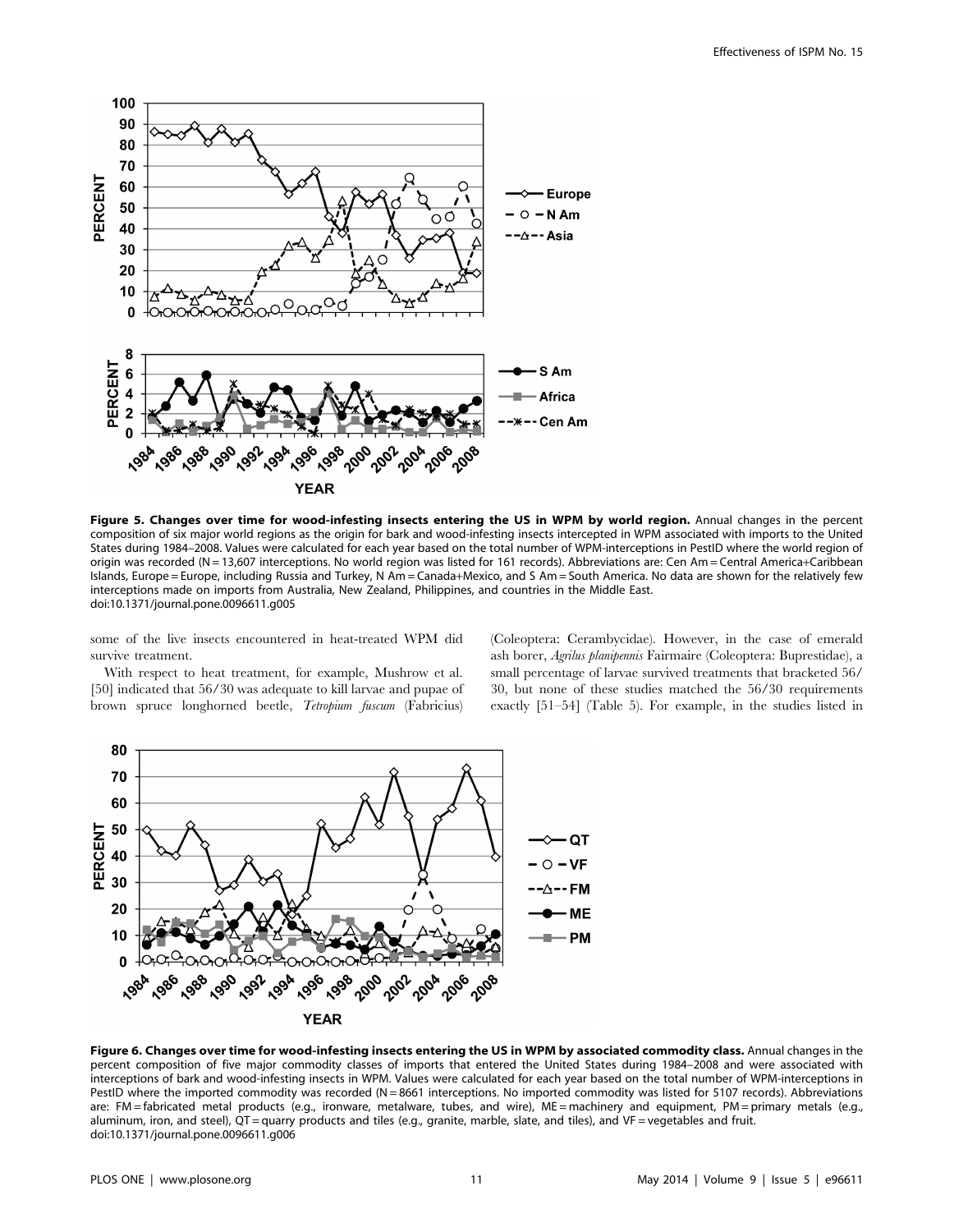**Figure 5. Changes over time for wood-infesting insects entering the US in WPM by world region.** Annual changes in the percent composition of six major world regions as the origin for bark and wood-infesting insects intercepted in WPM associated with imports to the United States during 1984–2008. Values were calculated for each year based on the total number of WPM-interceptions in PestID where the world region of origin was recorded (N = 13,607 interceptions. No world region was listed for 161 records). Abbreviations are: Cen Am = Central America+Caribbean Islands, Europe = Europe, including Russia and Turkey, N Am = Canada+Mexico, and S Am = South America. No data are shown for the relatively few interceptions made on imports from Australia, New Zealand, Philippines, and countries in the Middle East.
doi:10.1371/journal.pone.0096611.g005

some of the live insects encountered in heat-treated WPM did survive treatment.

With respect to heat treatment, for example, Mushrow et al. [50] indicated that 56/30 was adequate to kill larvae and pupae of brown spruce longhorned beetle, *Tetropium fuscum* (Fabricius) (Coleoptera: Cerambycidae). However, in the case of emerald ash borer, *Agrilus planipennis* Fairmaire (Coleoptera: Buprestidae), a small percentage of larvae survived treatments that bracketed 56/30, but none of these studies matched the 56/30 requirements exactly [51–54] (Table 5). For example, in the studies listed in

**Figure 6. Changes over time for wood-infesting insects entering the US in WPM by associated commodity class.** Annual changes in the percent composition of five major commodity classes of imports that entered the United States during 1984–2008 and were associated with interceptions of bark and wood-infesting insects in WPM. Values were calculated for each year based on the total number of WPM-interceptions in PestID where the imported commodity was recorded (N = 8661 interceptions. No imported commodity was listed for 5107 records). Abbreviations are: FM = fabricated metal products (e.g., ironware, metalware, tubes, and wire), ME = machinery and equipment, PM = primary metals (e.g., aluminum, iron, and steel), QT = quarry products and tiles (e.g., granite, marble, slate, and tiles), and VF = vegetables and fruit.
doi:10.1371/journal.pone.0096611.g006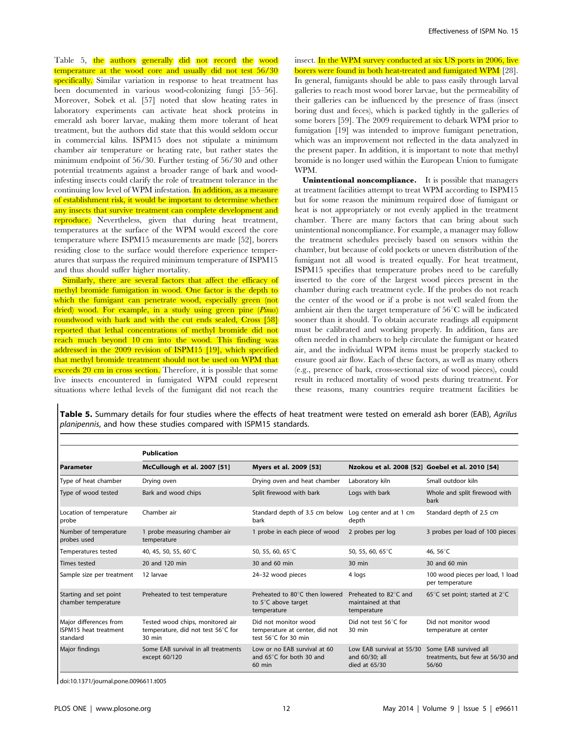Table 5, the authors generally did not record the wood temperature at the wood core and usually did not test 56/30 specifically. Similar variation in response to heat treatment has been documented in various wood-colonizing fungi [55–56]. Moreover, Sobek et al. [57] noted that slow heating rates in laboratory experiments can activate heat shock proteins in emerald ash borer larvae, making them more tolerant of heat treatment, but the authors did state that this would seldom occur in commercial kilns. ISPM15 does not stipulate a minimum chamber air temperature or heating rate, but rather states the minimum endpoint of 56/30. Further testing of 56/30 and other potential treatments against a broader range of bark and wood-infesting insects could clarify the role of treatment tolerance in the continuing low level of WPM infestation. In addition, as a measure of establishment risk, it would be important to determine whether any insects that survive treatment can complete development and reproduce. Nevertheless, given that during heat treatment, temperatures at the surface of the WPM would exceed the core temperature where ISPM15 measurements are made [52], borers residing close to the surface would therefore experience temperatures that surpass the required minimum temperature of ISPM15 and thus should suffer higher mortality.

Similarly, there are several factors that affect the efficacy of methyl bromide fumigation in wood. One factor is the depth to which the fumigant can penetrate wood, especially green (not dried) wood. For example, in a study using green pine (*Pinus*) roundwood with bark and with the cut ends sealed, Cross [58] reported that lethal concentrations of methyl bromide did not reach much beyond 10 cm into the wood. This finding was addressed in the 2009 revision of ISPM15 [19], which specified that methyl bromide treatment should not be used on WPM that exceeds 20 cm in cross section. Therefore, it is possible that some live insects encountered in fumigated WPM could represent situations where lethal levels of the fumigant did not reach the insect. In the WPM survey conducted at six US ports in 2006, live borers were found in both heat-treated and fumigated WPM [28]. In general, fumigants should be able to pass easily through larval galleries to reach most wood borer larvae, but the permeability of their galleries can be influenced by the presence of frass (insect boring dust and feces), which is packed tightly in the galleries of some borers [59]. The 2009 requirement to debark WPM prior to fumigation [19] was intended to improve fumigant penetration, which was an improvement not reflected in the data analyzed in the present paper. In addition, it is important to note that methyl bromide is no longer used within the European Union to fumigate WPM.

**Unintentional noncompliance.** It is possible that managers at treatment facilities attempt to treat WPM according to ISPM15 but for some reason the minimum required dose of fumigant or heat is not appropriately or not evenly applied in the treatment chamber. There are many factors that can bring about such unintentional noncompliance. For example, a manager may follow the treatment schedules precisely based on sensors within the chamber, but because of cold pockets or uneven distribution of the fumigant not all wood is treated equally. For heat treatment, ISPM15 specifies that temperature probes need to be carefully inserted to the core of the largest wood pieces present in the chamber during each treatment cycle. If the probes do not reach the center of the wood or if a probe is not well sealed from the ambient air then the target temperature of 56°C will be indicated sooner than it should. To obtain accurate readings all equipment must be calibrated and working properly. In addition, fans are often needed in chambers to help circulate the fumigant or heated air, and the individual WPM items must be properly stacked to ensure good air flow. Each of these factors, as well as many others (e.g., presence of bark, cross-sectional size of wood pieces), could result in reduced mortality of wood pests during treatment. For these reasons, many countries require treatment facilities be

**Table 5.** Summary details for four studies where the effects of heat treatment were tested on emerald ash borer (EAB), *Agrilus planipennis*, and how these studies compared with ISPM15 standards.

| | Publication | | | |
|---|---|---|---|---|
| **Parameter** | **McCullough et al. 2007 [51]** | **Myers et al. 2009 [53]** | **Nzokou et al. 2008 [52]** | **Goebel et al. 2010 [54]** |
| Type of heat chamber | Drying oven | Drying oven and heat chamber | Laboratory kiln | Small outdoor kiln |
| Type of wood tested | Bark and wood chips | Split firewood with bark | Logs with bark | Whole and split firewood with bark |
| Location of temperature probe | Chamber air | Standard depth of 3.5 cm below bark | Log center and at 1 cm depth | Standard depth of 2.5 cm |
| Number of temperature probes used | 1 probe measuring chamber air temperature | 1 probe in each piece of wood | 2 probes per log | 3 probes per load of 100 pieces |
| Temperatures tested | 40, 45, 50, 55, 60°C | 50, 55, 60, 65°C | 50, 55, 60, 65°C | 46, 56°C |
| Times tested | 20 and 120 min | 30 and 60 min | 30 min | 30 and 60 min |
| Sample size per treatment | 12 larvae | 24–32 wood pieces | 4 logs | 100 wood pieces per load, 1 load per temperature |
| Starting and set point chamber temperature | Preheated to test temperature | Preheated to 80°C then lowered to 5°C above target temperature | Preheated to 82°C and maintained at that temperature | 65°C set point; started at 2°C |
| Major differences from ISPM15 heat treatment standard | Tested wood chips, monitored air temperature, did not test 56°C for 30 min | Did not monitor wood temperature at center, did not test 56°C for 30 min | Did not test 56°C for 30 min | Did not monitor wood temperature at center |
| Major findings | Some EAB survival in all treatments except 60/120 | Low or no EAB survival at 60 and 65°C for both 30 and 60 min | Low EAB survival at 55/30 and 60/30; all died at 65/30 | Some EAB survived all treatments, but few at 56/30 and 56/60 |

doi:10.1371/journal.pone.0096611.t005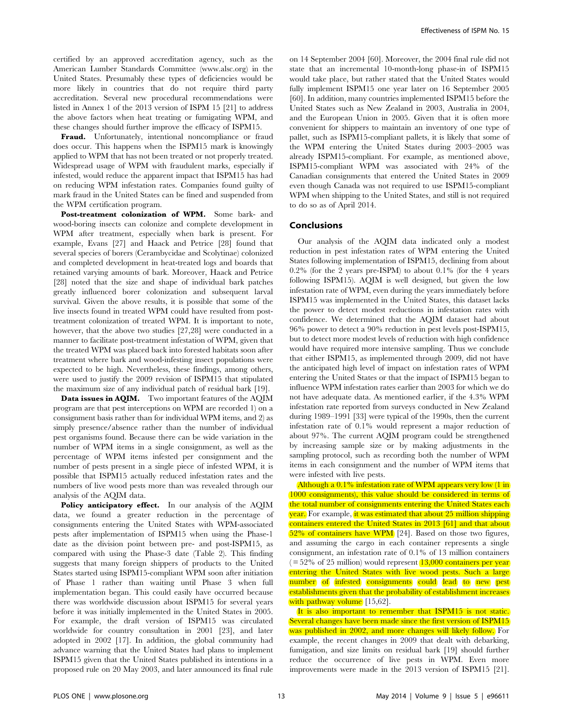certified by an approved accreditation agency, such as the American Lumber Standards Committee (www.alsc.org) in the United States. Presumably these types of deficiencies would be more likely in countries that do not require third party accreditation. Several new procedural recommendations were listed in Annex 1 of the 2013 version of ISPM 15 [21] to address the above factors when heat treating or fumigating WPM, and these changes should further improve the efficacy of ISPM15.

**Fraud.** Unfortunately, intentional noncompliance or fraud does occur. This happens when the ISPM15 mark is knowingly applied to WPM that has not been treated or not properly treated. Widespread usage of WPM with fraudulent marks, especially if infested, would reduce the apparent impact that ISPM15 has had on reducing WPM infestation rates. Companies found guilty of mark fraud in the United States can be fined and suspended from the WPM certification program.

**Post-treatment colonization of WPM.** Some bark- and wood-boring insects can colonize and complete development in WPM after treatment, especially when bark is present. For example, Evans [27] and Haack and Petrice [28] found that several species of borers (Cerambycidae and Scolytinae) colonized and completed development in heat-treated logs and boards that retained varying amounts of bark. Moreover, Haack and Petrice [28] noted that the size and shape of individual bark patches greatly influenced borer colonization and subsequent larval survival. Given the above results, it is possible that some of the live insects found in treated WPM could have resulted from post-treatment colonization of treated WPM. It is important to note, however, that the above two studies [27,28] were conducted in a manner to facilitate post-treatment infestation of WPM, given that the treated WPM was placed back into forested habitats soon after treatment where bark and wood-infesting insect populations were expected to be high. Nevertheless, these findings, among others, were used to justify the 2009 revision of ISPM15 that stipulated the maximum size of any individual patch of residual bark [19].

**Data issues in AQIM.** Two important features of the AQIM program are that pest interceptions on WPM are recorded 1) on a consignment basis rather than for individual WPM items, and 2) as simply presence/absence rather than the number of individual pest organisms found. Because there can be wide variation in the number of WPM items in a single consignment, as well as the percentage of WPM items infested per consignment and the number of pests present in a single piece of infested WPM, it is possible that ISPM15 actually reduced infestation rates and the numbers of live wood pests more than was revealed through our analysis of the AQIM data.

**Policy anticipatory effect.** In our analysis of the AQIM data, we found a greater reduction in the percentage of consignments entering the United States with WPM-associated pests after implementation of ISPM15 when using the Phase-1 date as the division point between pre- and post-ISPM15, as compared with using the Phase-3 date (Table 2). This finding suggests that many foreign shippers of products to the United States started using ISPM15-compliant WPM soon after initiation of Phase 1 rather than waiting until Phase 3 when full implementation began. This could easily have occurred because there was worldwide discussion about ISPM15 for several years before it was initially implemented in the United States in 2005. For example, the draft version of ISPM15 was circulated worldwide for country consultation in 2001 [23], and later adopted in 2002 [17]. In addition, the global community had advance warning that the United States had plans to implement ISPM15 given that the United States published its intentions in a proposed rule on 20 May 2003, and later announced its final rule on 14 September 2004 [60]. Moreover, the 2004 final rule did not state that an incremental 10-month-long phase-in of ISPM15 would take place, but rather stated that the United States would fully implement ISPM15 one year later on 16 September 2005 [60]. In addition, many countries implemented ISPM15 before the United States such as New Zealand in 2003, Australia in 2004, and the European Union in 2005. Given that it is often more convenient for shippers to maintain an inventory of one type of pallet, such as ISPM15-compliant pallets, it is likely that some of the WPM entering the United States during 2003–2005 was already ISPM15-compliant. For example, as mentioned above, ISPM15-compliant WPM was associated with 24% of the Canadian consignments that entered the United States in 2009 even though Canada was not required to use ISPM15-compliant WPM when shipping to the United States, and still is not required to do so as of April 2014.

## Conclusions

Our analysis of the AQIM data indicated only a modest reduction in pest infestation rates of WPM entering the United States following implementation of ISPM15, declining from about 0.2% (for the 2 years pre-ISPM) to about 0.1% (for the 4 years following ISPM15). AQIM is well designed, but given the low infestation rate of WPM, even during the years immediately before ISPM15 was implemented in the United States, this dataset lacks the power to detect modest reductions in infestation rates with confidence. We determined that the AQIM dataset had about 96% power to detect a 90% reduction in pest levels post-ISPM15, but to detect more modest levels of reduction with high confidence would have required more intensive sampling. Thus we conclude that either ISPM15, as implemented through 2009, did not have the anticipated high level of impact on infestation rates of WPM entering the United States or that the impact of ISPM15 began to influence WPM infestation rates earlier than 2003 for which we do not have adequate data. As mentioned earlier, if the 4.3% WPM infestation rate reported from surveys conducted in New Zealand during 1989–1991 [33] were typical of the 1990s, then the current infestation rate of 0.1% would represent a major reduction of about 97%. The current AQIM program could be strengthened by increasing sample size or by making adjustments in the sampling protocol, such as recording both the number of WPM items in each consignment and the number of WPM items that were infested with live pests.

Although a 0.1% infestation rate of WPM appears very low (1 in 1000 consignments), this value should be considered in terms of the total number of consignments entering the United States each year. For example, it was estimated that about 25 million shipping containers entered the United States in 2013 [61] and that about 52% of containers have WPM [24]. Based on those two figures, and assuming the cargo in each container represents a single consignment, an infestation rate of 0.1% of 13 million containers (= 52% of 25 million) would represent 13,000 containers per year entering the United States with live wood pests. Such a large number of infested consignments could lead to new pest establishments given that the probability of establishment increases with pathway volume [15,62].

It is also important to remember that ISPM15 is not static. Several changes have been made since the first version of ISPM15 was published in 2002, and more changes will likely follow. For example, the recent changes in 2009 that dealt with debarking, fumigation, and size limits on residual bark [19] should further reduce the occurrence of live pests in WPM. Even more improvements were made in the 2013 version of ISPM15 [21].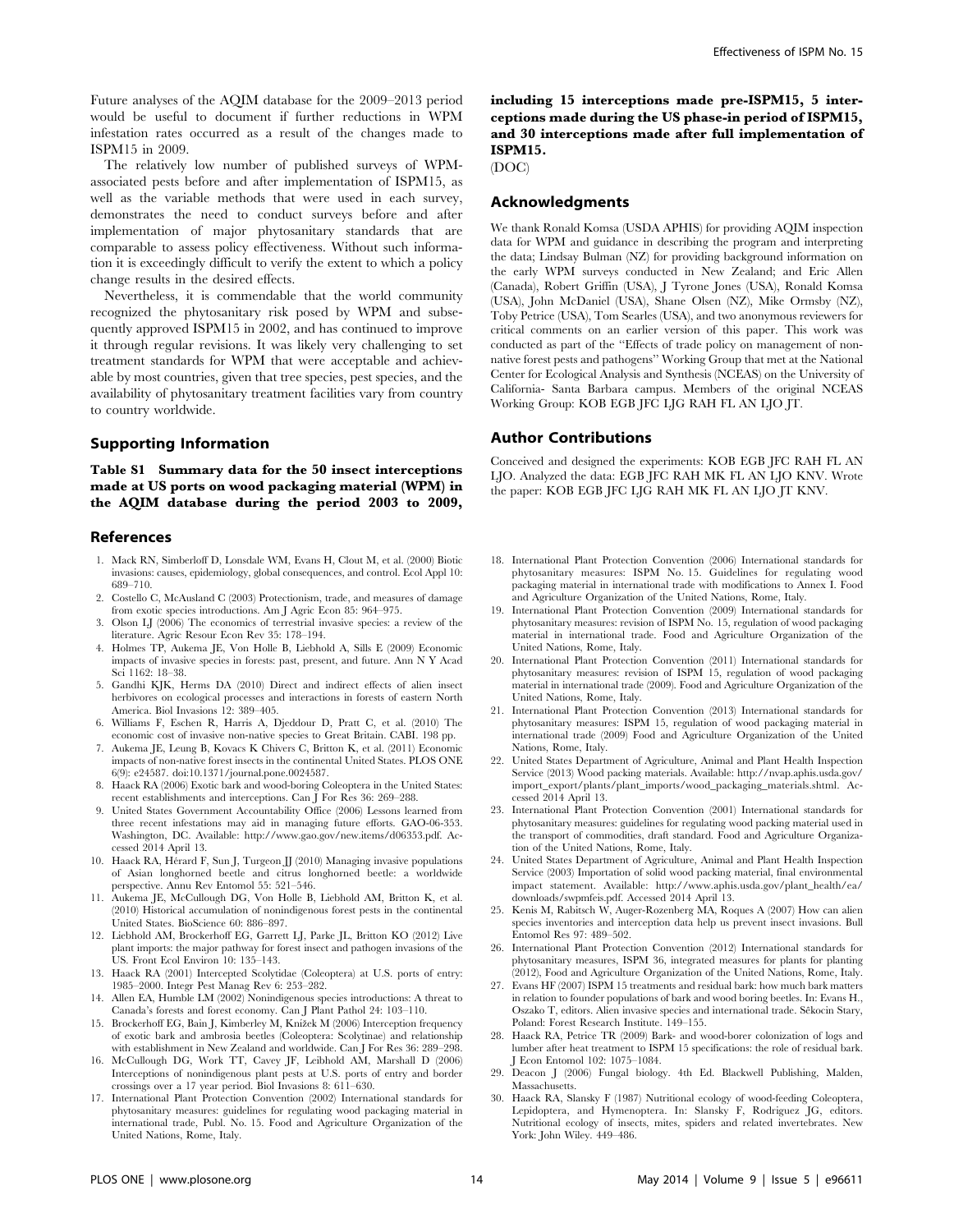Future analyses of the AQIM database for the 2009–2013 period would be useful to document if further reductions in WPM infestation rates occurred as a result of the changes made to ISPM15 in 2009.

The relatively low number of published surveys of WPM-associated pests before and after implementation of ISPM15, as well as the variable methods that were used in each survey, demonstrates the need to conduct surveys before and after implementation of major phytosanitary standards that are comparable to assess policy effectiveness. Without such information it is exceedingly difficult to verify the extent to which a policy change results in the desired effects.

Nevertheless, it is commendable that the world community recognized the phytosanitary risk posed by WPM and subsequently approved ISPM15 in 2002, and has continued to improve it through regular revisions. It was likely very challenging to set treatment standards for WPM that were acceptable and achievable by most countries, given that tree species, pest species, and the availability of phytosanitary treatment facilities vary from country to country worldwide.

## Supporting Information

**Table S1 Summary data for the 50 insect interceptions made at US ports on wood packaging material (WPM) in the AQIM database during the period 2003 to 2009, including 15 interceptions made pre-ISPM15, 5 interceptions made during the US phase-in period of ISPM15, and 30 interceptions made after full implementation of ISPM15.**
(DOC)

## Acknowledgments

We thank Ronald Komsa (USDA APHIS) for providing AQIM inspection data for WPM and guidance in describing the program and interpreting the data; Lindsay Bulman (NZ) for providing background information on the early WPM surveys conducted in New Zealand; and Eric Allen (Canada), Robert Griffin (USA), J Tyrone Jones (USA), Ronald Komsa (USA), John McDaniel (USA), Shane Olsen (NZ), Mike Ormsby (NZ), Toby Petrice (USA), Tom Searles (USA), and two anonymous reviewers for critical comments on an earlier version of this paper. This work was conducted as part of the ''Effects of trade policy on management of non-native forest pests and pathogens'' Working Group that met at the National Center for Ecological Analysis and Synthesis (NCEAS) on the University of California- Santa Barbara campus. Members of the original NCEAS Working Group: KOB EGB JFC LJG RAH FL AN LJO JT.

## Author Contributions

Conceived and designed the experiments: KOB EGB JFC RAH FL AN LJO. Analyzed the data: EGB JFC RAH MK FL AN LJO KNV. Wrote the paper: KOB EGB JFC LJG RAH MK FL AN LJO JT KNV.

## References

1. Mack RN, Simberloff D, Lonsdale WM, Evans H, Clout M, et al. (2000) Biotic invasions: causes, epidemiology, global consequences, and control. Ecol Appl 10: 689–710.
2. Costello C, McAusland C (2003) Protectionism, trade, and measures of damage from exotic species introductions. Am J Agric Econ 85: 964–975.
3. Olson LJ (2006) The economics of terrestrial invasive species: a review of the literature. Agric Resour Econ Rev 35: 178–194.
4. Holmes TP, Aukema JE, Von Holle B, Liebhold A, Sills E (2009) Economic impacts of invasive species in forests: past, present, and future. Ann N Y Acad Sci 1162: 18–38.
5. Gandhi KJK, Herms DA (2010) Direct and indirect effects of alien insect herbivores on ecological processes and interactions in forests of eastern North America. Biol Invasions 12: 389–405.
6. Williams F, Eschen R, Harris A, Djeddour D, Pratt C, et al. (2010) The economic cost of invasive non-native species to Great Britain. CABI. 198 pp.
7. Aukema JE, Leung B, Kovacs K Chivers C, Britton K, et al. (2011) Economic impacts of non-native forest insects in the continental United States. PLOS ONE 6(9): e24587. doi:10.1371/journal.pone.0024587.
8. Haack RA (2006) Exotic bark and wood-boring Coleoptera in the United States: recent establishments and interceptions. Can J For Res 36: 269–288.
9. United States Government Accountability Office (2006) Lessons learned from three recent infestations may aid in managing future efforts. GAO-06-353. Washington, DC. Available: http://www.gao.gov/new.items/d06353.pdf. Accessed 2014 April 13.
10. Haack RA, Hérard F, Sun J, Turgeon JJ (2010) Managing invasive populations of Asian longhorned beetle and citrus longhorned beetle: a worldwide perspective. Annu Rev Entomol 55: 521–546.
11. Aukema JE, McCullough DG, Von Holle B, Liebhold AM, Britton K, et al. (2010) Historical accumulation of nonindigenous forest pests in the continental United States. BioScience 60: 886–897.
12. Liebhold AM, Brockerhoff EG, Garrett LJ, Parke JL, Britton KO (2012) Live plant imports: the major pathway for forest insect and pathogen invasions of the US. Front Ecol Environ 10: 135–143.
13. Haack RA (2001) Intercepted Scolytidae (Coleoptera) at U.S. ports of entry: 1985–2000. Integr Pest Manag Rev 6: 253–282.
14. Allen EA, Humble LM (2002) Nonindigenous species introductions: A threat to Canada's forests and forest economy. Can J Plant Pathol 24: 103–110.
15. Brockerhoff EG, Bain J, Kimberley M, Knížek M (2006) Interception frequency of exotic bark and ambrosia beetles (Coleoptera: Scolytinae) and relationship with establishment in New Zealand and worldwide. Can J For Res 36: 289–298.
16. McCullough DG, Work TT, Cavey JF, Leibhold AM, Marshall D (2006) Interceptions of nonindigenous plant pests at U.S. ports of entry and border crossings over a 17 year period. Biol Invasions 8: 611–630.
17. International Plant Protection Convention (2002) International standards for phytosanitary measures: guidelines for regulating wood packaging material in international trade, Publ. No. 15. Food and Agriculture Organization of the United Nations, Rome, Italy.
18. International Plant Protection Convention (2006) International standards for phytosanitary measures: ISPM No. 15. Guidelines for regulating wood packaging material in international trade with modifications to Annex I. Food and Agriculture Organization of the United Nations, Rome, Italy.
19. International Plant Protection Convention (2009) International standards for phytosanitary measures: revision of ISPM No. 15, regulation of wood packaging material in international trade. Food and Agriculture Organization of the United Nations, Rome, Italy.
20. International Plant Protection Convention (2011) International standards for phytosanitary measures: revision of ISPM 15, regulation of wood packaging material in international trade (2009). Food and Agriculture Organization of the United Nations, Rome, Italy.
21. International Plant Protection Convention (2013) International standards for phytosanitary measures: ISPM 15, regulation of wood packaging material in international trade (2009) Food and Agriculture Organization of the United Nations, Rome, Italy.
22. United States Department of Agriculture, Animal and Plant Health Inspection Service (2013) Wood packing materials. Available: http://nvap.aphis.usda.gov/import_export/plants/plant_imports/wood_packaging_materials.shtml. Accessed 2014 April 13.
23. International Plant Protection Convention (2001) International standards for phytosanitary measures: guidelines for regulating wood packing material used in the transport of commodities, draft standard. Food and Agriculture Organization of the United Nations, Rome, Italy.
24. United States Department of Agriculture, Animal and Plant Health Inspection Service (2003) Importation of solid wood packing material, final environmental impact statement. Available: http://www.aphis.usda.gov/plant_health/ea/downloads/swpmfeis.pdf. Accessed 2014 April 13.
25. Kenis M, Rabitsch W, Auger-Rozenberg MA, Roques A (2007) How can alien species inventories and interception data help us prevent insect invasions. Bull Entomol Res 97: 489–502.
26. International Plant Protection Convention (2012) International standards for phytosanitary measures, ISPM 36, integrated measures for plants for planting (2012), Food and Agriculture Organization of the United Nations, Rome, Italy.
27. Evans HF (2007) ISPM 15 treatments and residual bark: how much bark matters in relation to founder populations of bark and wood boring beetles. In: Evans H., Oszako T, editors. Alien invasive species and international trade. Sêkocin Stary, Poland: Forest Research Institute. 149–155.
28. Haack RA, Petrice TR (2009) Bark- and wood-borer colonization of logs and lumber after heat treatment to ISPM 15 specifications: the role of residual bark. J Econ Entomol 102: 1075–1084.
29. Deacon J (2006) Fungal biology. 4th Ed. Blackwell Publishing, Malden, Massachusetts.
30. Haack RA, Slansky F (1987) Nutritional ecology of wood-feeding Coleoptera, Lepidoptera, and Hymenoptera. In: Slansky F, Rodriguez JG, editors. Nutritional ecology of insects, mites, spiders and related invertebrates. New York: John Wiley. 449–486.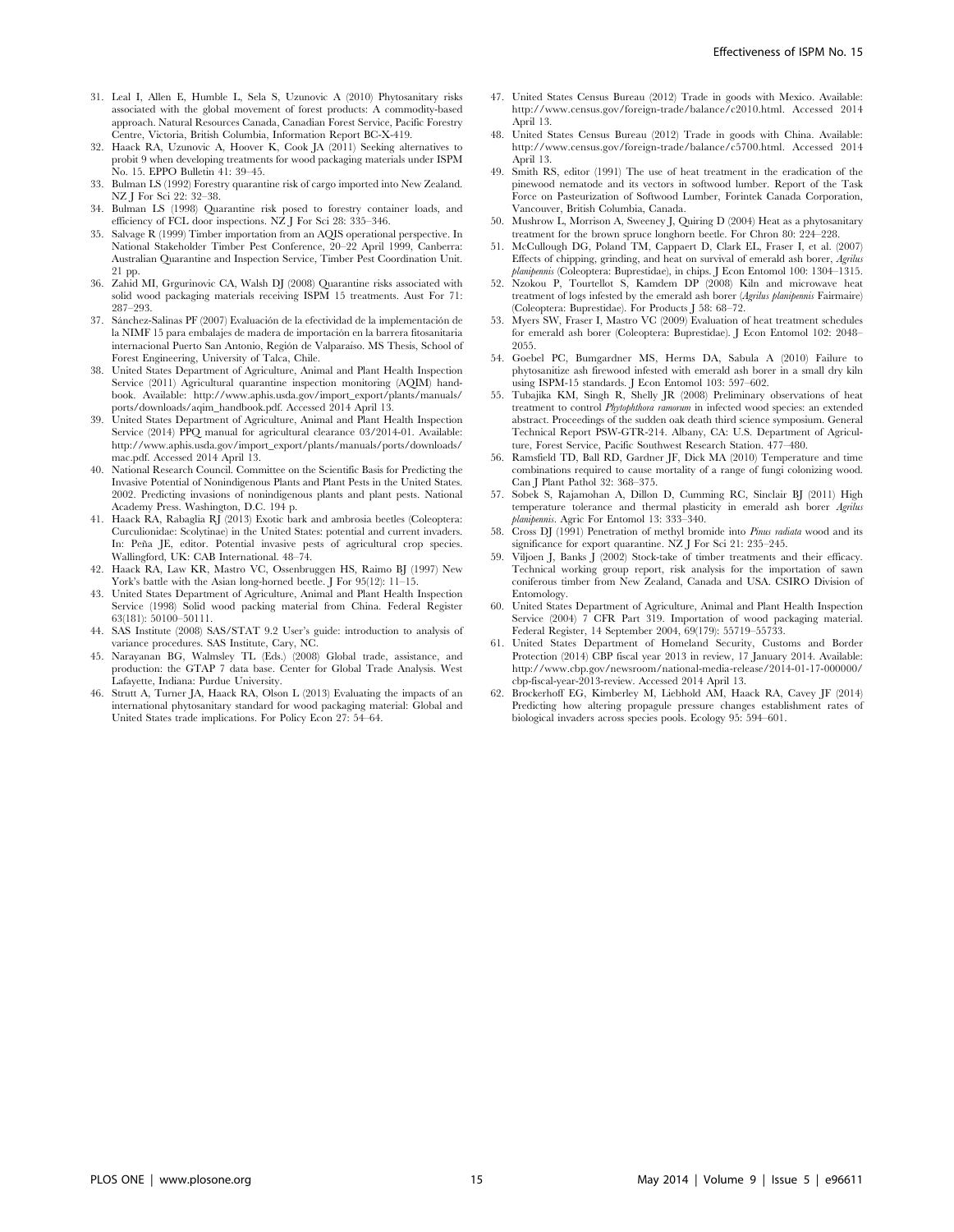31. Leal I, Allen E, Humble L, Sela S, Uzunovic A (2010) Phytosanitary risks associated with the global movement of forest products: A commodity-based approach. Natural Resources Canada, Canadian Forest Service, Pacific Forestry Centre, Victoria, British Columbia, Information Report BC-X-419.
32. Haack RA, Uzunovic A, Hoover K, Cook JA (2011) Seeking alternatives to probit 9 when developing treatments for wood packaging materials under ISPM No. 15. EPPO Bulletin 41: 39–45.
33. Bulman LS (1992) Forestry quarantine risk of cargo imported into New Zealand. NZ J For Sci 22: 32–38.
34. Bulman LS (1998) Quarantine risk posed to forestry container loads, and efficiency of FCL door inspections. NZ J For Sci 28: 335–346.
35. Salvage R (1999) Timber importation from an AQIS operational perspective. In National Stakeholder Timber Pest Conference, 20–22 April 1999, Canberra: Australian Quarantine and Inspection Service, Timber Pest Coordination Unit. 21 pp.
36. Zahid MI, Grgurinovic CA, Walsh DJ (2008) Quarantine risks associated with solid wood packaging materials receiving ISPM 15 treatments. Aust For 71: 287–293.
37. Sánchez-Salinas PF (2007) Evaluación de la efectividad de la implementación de la NIMF 15 para embalajes de madera de importación en la barrera fitosanitaria internacional Puerto San Antonio, Región de Valparaíso. MS Thesis, School of Forest Engineering, University of Talca, Chile.
38. United States Department of Agriculture, Animal and Plant Health Inspection Service (2011) Agricultural quarantine inspection monitoring (AQIM) handbook. Available: http://www.aphis.usda.gov/import_export/plants/manuals/ports/downloads/aqim_handbook.pdf. Accessed 2014 April 13.
39. United States Department of Agriculture, Animal and Plant Health Inspection Service (2014) PPQ manual for agricultural clearance 03/2014-01. Available: http://www.aphis.usda.gov/import_export/plants/manuals/ports/downloads/mac.pdf. Accessed 2014 April 13.
40. National Research Council. Committee on the Scientific Basis for Predicting the Invasive Potential of Nonindigenous Plants and Plant Pests in the United States. 2002. Predicting invasions of nonindigenous plants and plant pests. National Academy Press. Washington, D.C. 194 p.
41. Haack RA, Rabaglia RJ (2013) Exotic bark and ambrosia beetles (Coleoptera: Curculionidae: Scolytinae) in the United States: potential and current invaders. In: Peña JE, editor. Potential invasive pests of agricultural crop species. Wallingford, UK: CAB International. 48–74.
42. Haack RA, Law KR, Mastro VC, Ossenbruggen HS, Raimo BJ (1997) New York's battle with the Asian long-horned beetle. J For 95(12): 11–15.
43. United States Department of Agriculture, Animal and Plant Health Inspection Service (1998) Solid wood packing material from China. Federal Register 63(181): 50100–50111.
44. SAS Institute (2008) SAS/STAT 9.2 User's guide: introduction to analysis of variance procedures. SAS Institute, Cary, NC.
45. Narayanan BG, Walmsley TL (Eds.) (2008) Global trade, assistance, and production: the GTAP 7 data base. Center for Global Trade Analysis. West Lafayette, Indiana: Purdue University.
46. Strutt A, Turner JA, Haack RA, Olson L (2013) Evaluating the impacts of an international phytosanitary standard for wood packaging material: Global and United States trade implications. For Policy Econ 27: 54–64.
47. United States Census Bureau (2012) Trade in goods with Mexico. Available: http://www.census.gov/foreign-trade/balance/c2010.html. Accessed 2014 April 13.
48. United States Census Bureau (2012) Trade in goods with China. Available: http://www.census.gov/foreign-trade/balance/c5700.html. Accessed 2014 April 13.
49. Smith RS, editor (1991) The use of heat treatment in the eradication of the pinewood nematode and its vectors in softwood lumber. Report of the Task Force on Pasteurization of Softwood Lumber, Forintek Canada Corporation, Vancouver, British Columbia, Canada.
50. Mushrow L, Morrison A, Sweeney J, Quiring D (2004) Heat as a phytosanitary treatment for the brown spruce longhorn beetle. For Chron 80: 224–228.
51. McCullough DG, Poland TM, Cappaert D, Clark EL, Fraser I, et al. (2007) Effects of chipping, grinding, and heat on survival of emerald ash borer, *Agrilus planipennis* (Coleoptera: Buprestidae), in chips. J Econ Entomol 100: 1304–1315.
52. Nzokou P, Tourtellot S, Kamdem DP (2008) Kiln and microwave heat treatment of logs infested by the emerald ash borer (*Agrilus planipennis* Fairmaire) (Coleoptera: Buprestidae). For Products J 58: 68–72.
53. Myers SW, Fraser I, Mastro VC (2009) Evaluation of heat treatment schedules for emerald ash borer (Coleoptera: Buprestidae). J Econ Entomol 102: 2048–2055.
54. Goebel PC, Bumgardner MS, Herms DA, Sabula A (2010) Failure to phytosanitize ash firewood infested with emerald ash borer in a small dry kiln using ISPM-15 standards. J Econ Entomol 103: 597–602.
55. Tubajika KM, Singh R, Shelly JR (2008) Preliminary observations of heat treatment to control *Phytophthora ramorum* in infected wood species: an extended abstract. Proceedings of the sudden oak death third science symposium. General Technical Report PSW-GTR-214. Albany, CA: U.S. Department of Agriculture, Forest Service, Pacific Southwest Research Station. 477–480.
56. Ramsfield TD, Ball RD, Gardner JF, Dick MA (2010) Temperature and time combinations required to cause mortality of a range of fungi colonizing wood. Can J Plant Pathol 32: 368–375.
57. Sobek S, Rajamohan A, Dillon D, Cumming RC, Sinclair BJ (2011) High temperature tolerance and thermal plasticity in emerald ash borer *Agrilus planipennis*. Agric For Entomol 13: 333–340.
58. Cross DJ (1991) Penetration of methyl bromide into *Pinus radiata* wood and its significance for export quarantine. NZ J For Sci 21: 235–245.
59. Viljoen J, Banks J (2002) Stock-take of timber treatments and their efficacy. Technical working group report, risk analysis for the importation of sawn coniferous timber from New Zealand, Canada and USA. CSIRO Division of Entomology.
60. United States Department of Agriculture, Animal and Plant Health Inspection Service (2004) 7 CFR Part 319. Importation of wood packaging material. Federal Register, 14 September 2004, 69(179): 55719–55733.
61. United States Department of Homeland Security, Customs and Border Protection (2014) CBP fiscal year 2013 in review, 17 January 2014. Available: http://www.cbp.gov/newsroom/national-media-release/2014-01-17-000000/cbp-fiscal-year-2013-review. Accessed 2014 April 13.
62. Brockerhoff EG, Kimberley M, Liebhold AM, Haack RA, Cavey JF (2014) Predicting how altering propagule pressure changes establishment rates of biological invaders across species pools. Ecology 95: 594–601.